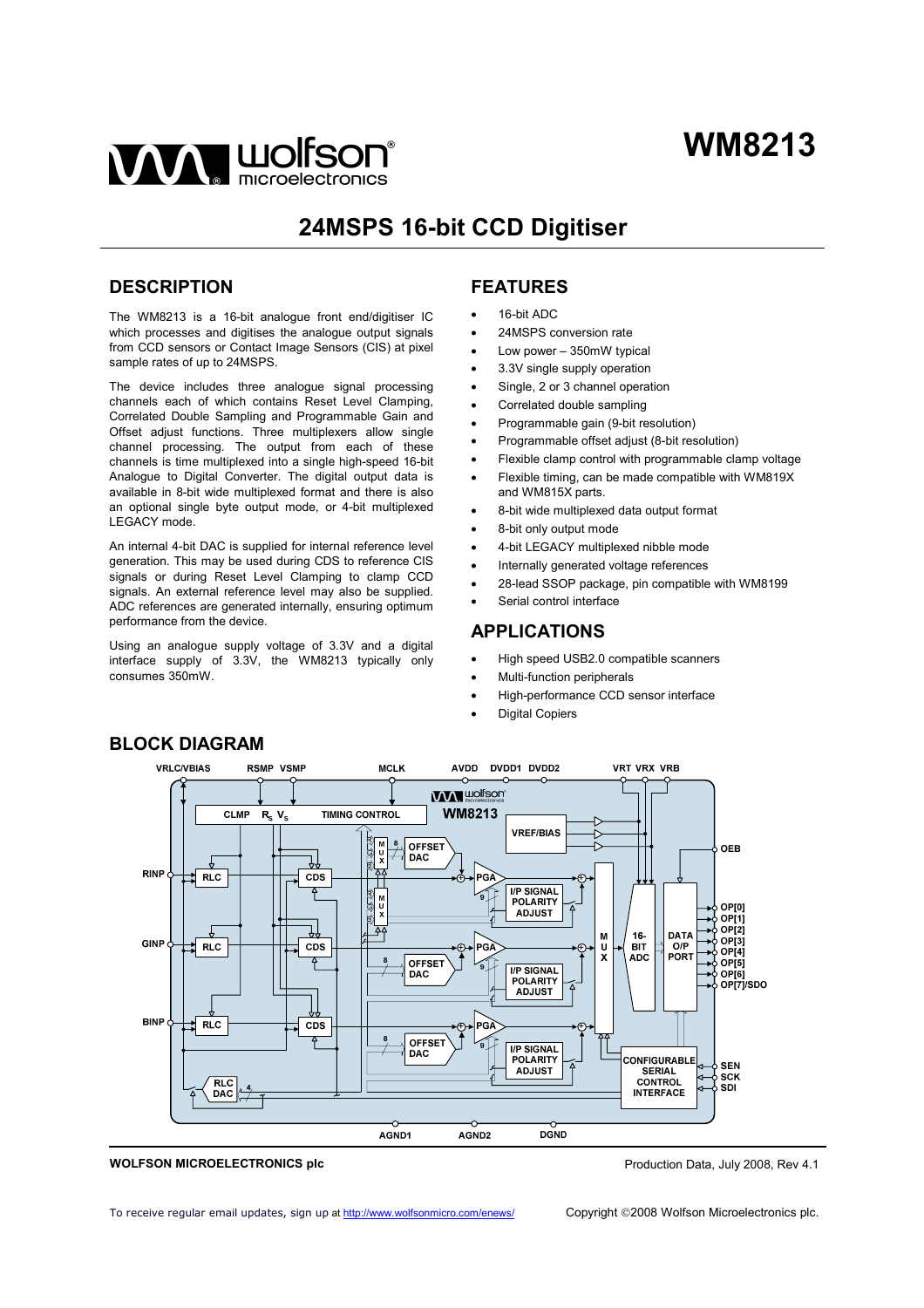# WM8213

## 24MSPS 16-bit CCD Digitiser

## DESCRIPTION

The WM8213 is a 16-bit analogue front end/digitiser IC which processes and digitises the analogue output signals from CCD sensors or Contact Image Sensors (CIS) at pixel sample rates of up to 24MSPS.

The device includes three analogue signal processing channels each of which contains Reset Level Clamping, Correlated Double Sampling and Programmable Gain and Offset adjust functions. Three multiplexers allow single channel processing. The output from each of these channels is time multiplexed into a single high-speed 16-bit Analogue to Digital Converter. The digital output data is available in 8-bit wide multiplexed format and there is also an optional single byte output mode, or 4-bit multiplexed LEGACY mode.

An internal 4-bit DAC is supplied for internal reference level generation. This may be used during CDS to reference CIS signals or during Reset Level Clamping to clamp CCD signals. An external reference level may also be supplied. ADC references are generated internally, ensuring optimum performance from the device.

Using an analogue supply voltage of 3.3V and a digital interface supply of 3.3V, the WM8213 typically only consumes 350mW.

## FEATURES

- 16-bit ADC
- 24MSPS conversion rate
- Low power – 350mW typical
- 3.3V single supply operation
- Single, 2 or 3 channel operation
- Correlated double sampling
- Programmable gain (9-bit resolution)
- Programmable offset adjust (8-bit resolution)
- Flexible clamp control with programmable clamp voltage
- Flexible timing, can be made compatible with WM819X and WM815X parts.
- 8-bit wide multiplexed data output format
- 8-bit only output mode
- 4-bit LEGACY multiplexed nibble mode
- Internally generated voltage references
- 28-lead SSOP package, pin compatible with WM8199
- Serial control interface

## APPLICATIONS

- High speed USB2.0 compatible scanners
- Multi-function peripherals
- High-performance CCD sensor interface
- Digital Copiers

## BLOCK DIAGRAM

**WOLFSON MICROELECTRONICS plc**

Production Data, July 2008, Rev 4.1

To receive regular email updates, sign up at http://www.wolfsonmicro.com/enews/

Copyright ©2008 Wolfson Microelectronics plc.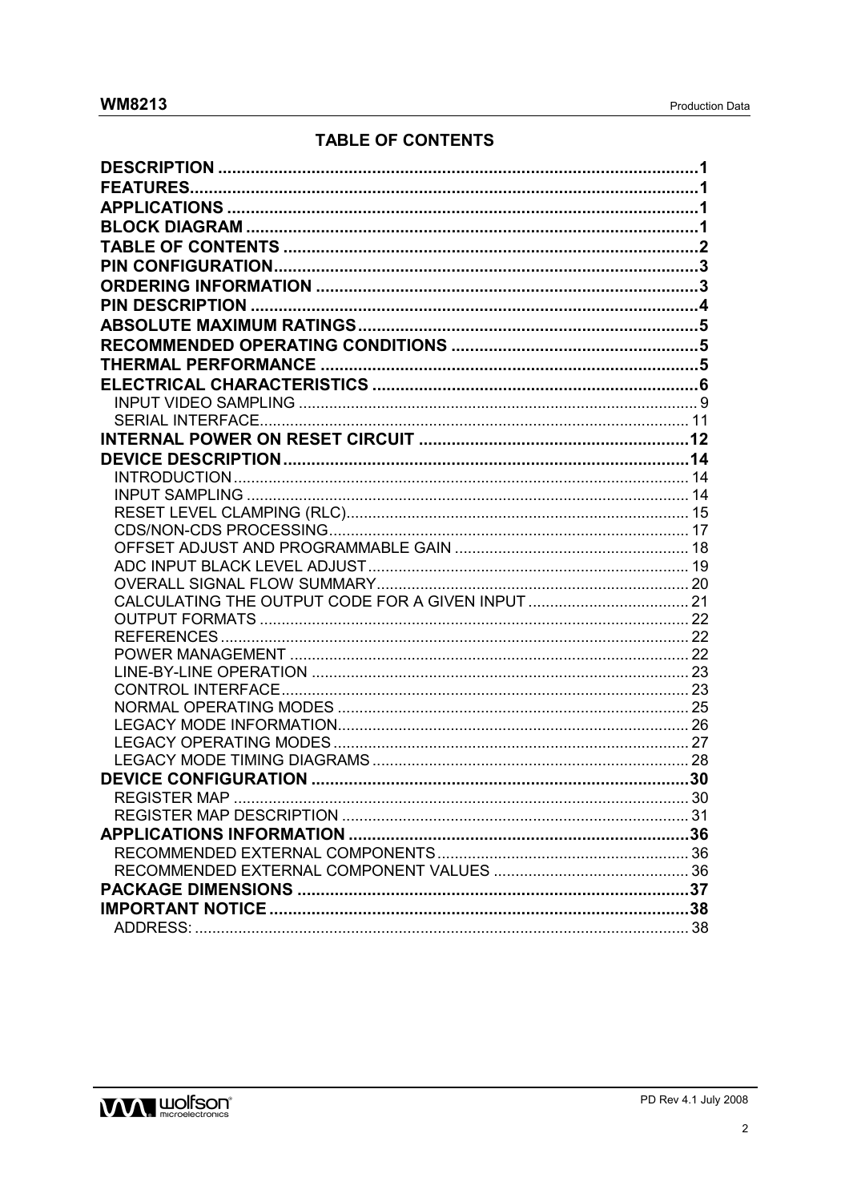## TABLE OF CONTENTS

| | |
|---|---|
| **DESCRIPTION** | **1** |
| **FEATURES** | **1** |
| **APPLICATIONS** | **1** |
| **BLOCK DIAGRAM** | **1** |
| **TABLE OF CONTENTS** | **2** |
| **PIN CONFIGURATION** | **3** |
| **ORDERING INFORMATION** | **3** |
| **PIN DESCRIPTION** | **4** |
| **ABSOLUTE MAXIMUM RATINGS** | **5** |
| **RECOMMENDED OPERATING CONDITIONS** | **5** |
| **THERMAL PERFORMANCE** | **5** |
| **ELECTRICAL CHARACTERISTICS** | **6** |
| INPUT VIDEO SAMPLING | 9 |
| SERIAL INTERFACE | 11 |
| **INTERNAL POWER ON RESET CIRCUIT** | **12** |
| **DEVICE DESCRIPTION** | **14** |
| INTRODUCTION | 14 |
| INPUT SAMPLING | 14 |
| RESET LEVEL CLAMPING (RLC) | 15 |
| CDS/NON-CDS PROCESSING | 17 |
| OFFSET ADJUST AND PROGRAMMABLE GAIN | 18 |
| ADC INPUT BLACK LEVEL ADJUST | 19 |
| OVERALL SIGNAL FLOW SUMMARY | 20 |
| CALCULATING THE OUTPUT CODE FOR A GIVEN INPUT | 21 |
| OUTPUT FORMATS | 22 |
| REFERENCES | 22 |
| POWER MANAGEMENT | 22 |
| LINE-BY-LINE OPERATION | 23 |
| CONTROL INTERFACE | 23 |
| NORMAL OPERATING MODES | 25 |
| LEGACY MODE INFORMATION | 26 |
| LEGACY OPERATING MODES | 27 |
| LEGACY MODE TIMING DIAGRAMS | 28 |
| **DEVICE CONFIGURATION** | **30** |
| REGISTER MAP | 30 |
| REGISTER MAP DESCRIPTION | 31 |
| **APPLICATIONS INFORMATION** | **36** |
| RECOMMENDED EXTERNAL COMPONENTS | 36 |
| RECOMMENDED EXTERNAL COMPONENT VALUES | 36 |
| **PACKAGE DIMENSIONS** | **37** |
| **IMPORTANT NOTICE** | **38** |
| ADDRESS: | 38 |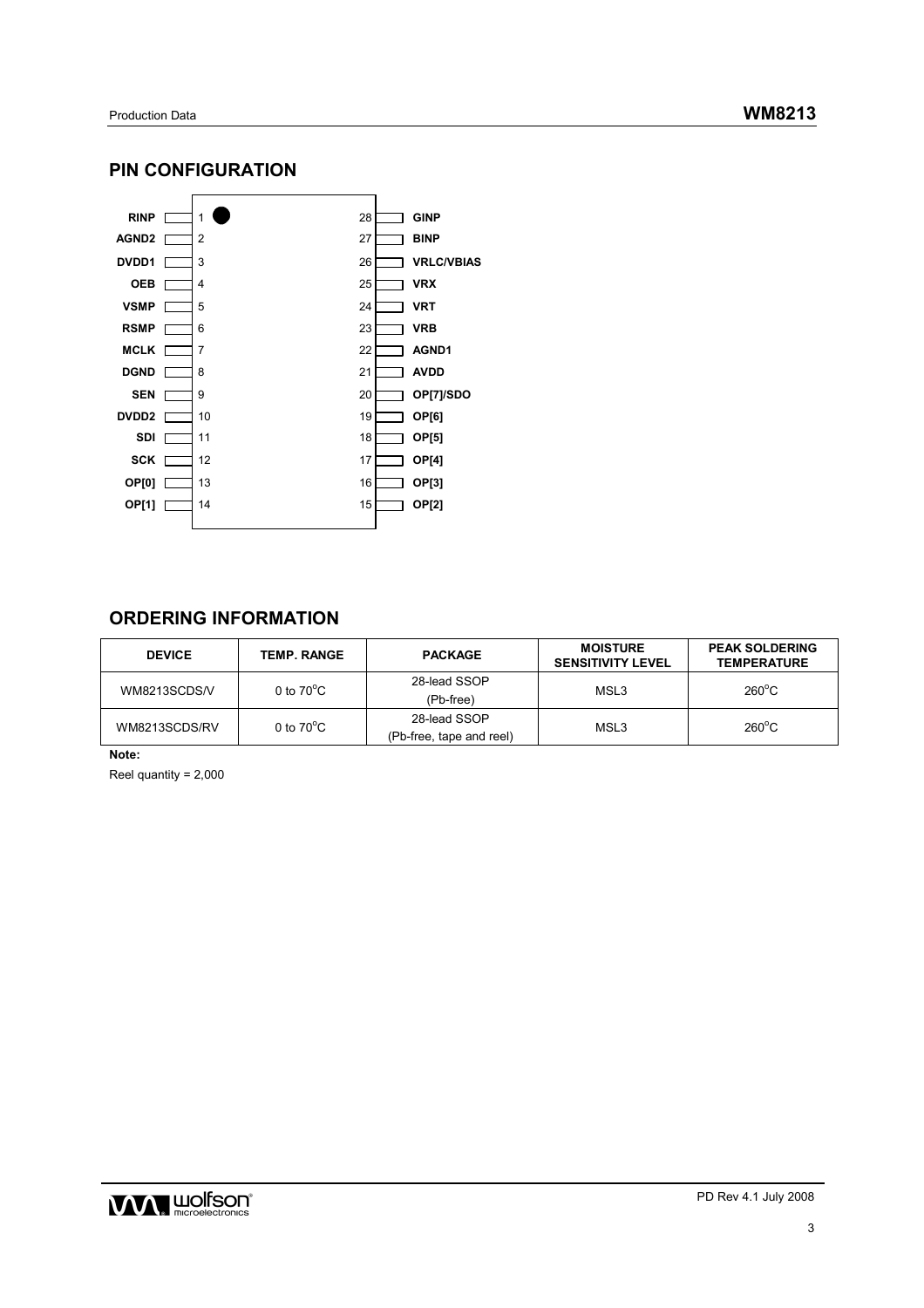## PIN CONFIGURATION

| Pin | Name | Pin | Name |
| --- | --- | --- | --- |
| 1 | RINP | 28 | GINP |
| 2 | AGND2 | 27 | BINP |
| 3 | DVDD1 | 26 | VRLC/VBIAS |
| 4 | OEB | 25 | VRX |
| 5 | VSMP | 24 | VRT |
| 6 | RSMP | 23 | VRB |
| 7 | MCLK | 22 | AGND1 |
| 8 | DGND | 21 | AVDD |
| 9 | SEN | 20 | OP[7]/SDO |
| 10 | DVDD2 | 19 | OP[6] |
| 11 | SDI | 18 | OP[5] |
| 12 | SCK | 17 | OP[4] |
| 13 | OP[0] | 16 | OP[3] |
| 14 | OP[1] | 15 | OP[2] |

## ORDERING INFORMATION

| DEVICE | TEMP. RANGE | PACKAGE | MOISTURE SENSITIVITY LEVEL | PEAK SOLDERING TEMPERATURE |
| --- | --- | --- | --- | --- |
| WM8213SCDS/V | 0 to 70°C | 28-lead SSOP (Pb-free) | MSL3 | 260°C |
| WM8213SCDS/RV | 0 to 70°C | 28-lead SSOP (Pb-free, tape and reel) | MSL3 | 260°C |

**Note:**

Reel quantity = 2,000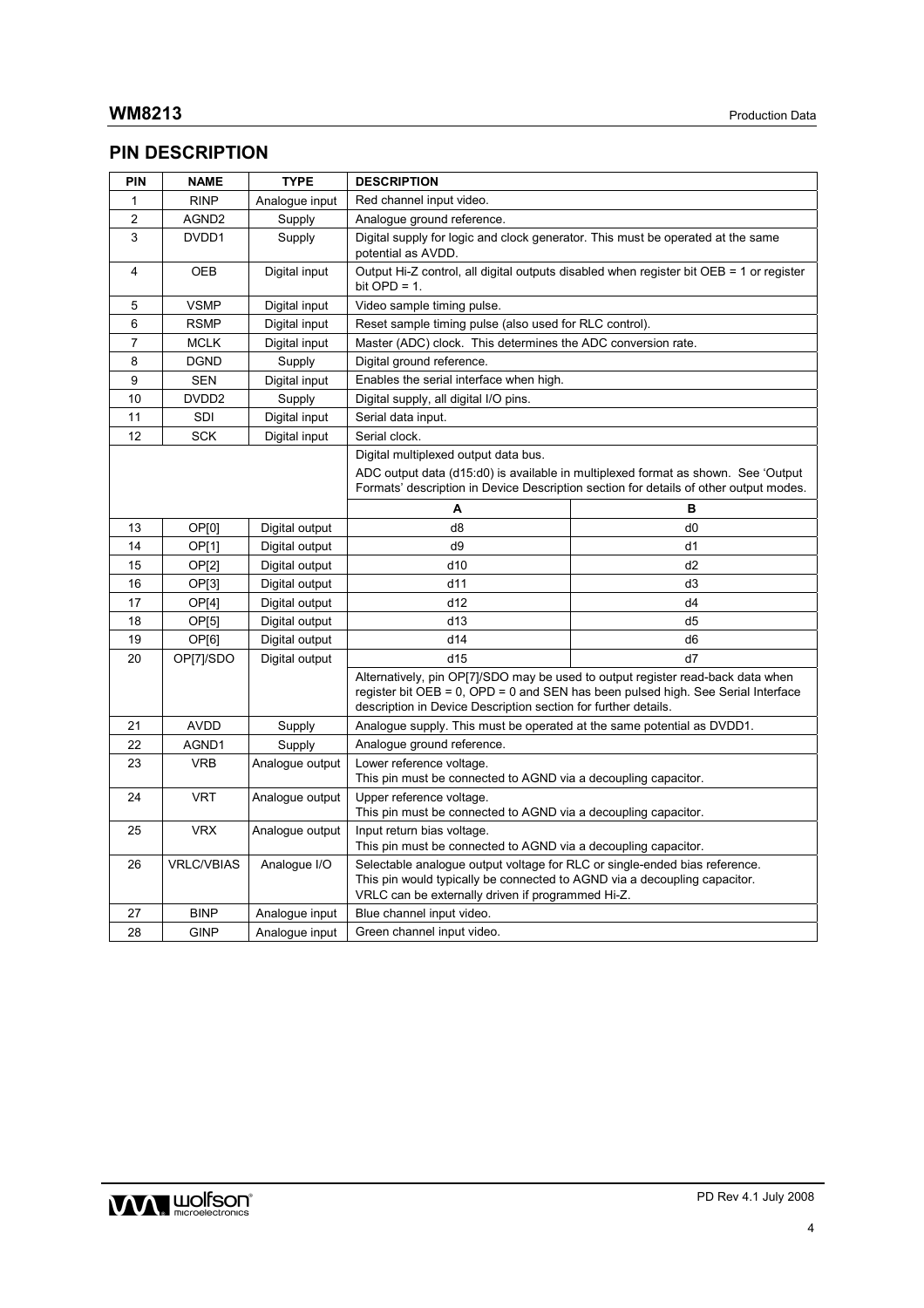## PIN DESCRIPTION

| PIN | NAME | TYPE | DESCRIPTION | |
|---|---|---|---|---|
| 1 | RINP | Analogue input | Red channel input video. | |
| 2 | AGND2 | Supply | Analogue ground reference. | |
| 3 | DVDD1 | Supply | Digital supply for logic and clock generator. This must be operated at the same potential as AVDD. | |
| 4 | OEB | Digital input | Output Hi-Z control, all digital outputs disabled when register bit OEB = 1 or register bit OPD = 1. | |
| 5 | VSMP | Digital input | Video sample timing pulse. | |
| 6 | RSMP | Digital input | Reset sample timing pulse (also used for RLC control). | |
| 7 | MCLK | Digital input | Master (ADC) clock. This determines the ADC conversion rate. | |
| 8 | DGND | Supply | Digital ground reference. | |
| 9 | SEN | Digital input | Enables the serial interface when high. | |
| 10 | DVDD2 | Supply | Digital supply, all digital I/O pins. | |
| 11 | SDI | Digital input | Serial data input. | |
| 12 | SCK | Digital input | Serial clock. | |
| | | | Digital multiplexed output data bus.<br>ADC output data (d15:d0) is available in multiplexed format as shown. See 'Output Formats' description in Device Description section for details of other output modes. | |
| | | | **A** | **B** |
| 13 | OP[0] | Digital output | d8 | d0 |
| 14 | OP[1] | Digital output | d9 | d1 |
| 15 | OP[2] | Digital output | d10 | d2 |
| 16 | OP[3] | Digital output | d11 | d3 |
| 17 | OP[4] | Digital output | d12 | d4 |
| 18 | OP[5] | Digital output | d13 | d5 |
| 19 | OP[6] | Digital output | d14 | d6 |
| 20 | OP[7]/SDO | Digital output | d15 | d7 |
| | | | Alternatively, pin OP[7]/SDO may be used to output register read-back data when register bit OEB = 0, OPD = 0 and SEN has been pulsed high. See Serial Interface description in Device Description section for further details. | |
| 21 | AVDD | Supply | Analogue supply. This must be operated at the same potential as DVDD1. | |
| 22 | AGND1 | Supply | Analogue ground reference. | |
| 23 | VRB | Analogue output | Lower reference voltage.<br>This pin must be connected to AGND via a decoupling capacitor. | |
| 24 | VRT | Analogue output | Upper reference voltage.<br>This pin must be connected to AGND via a decoupling capacitor. | |
| 25 | VRX | Analogue output | Input return bias voltage.<br>This pin must be connected to AGND via a decoupling capacitor. | |
| 26 | VRLC/VBIAS | Analogue I/O | Selectable analogue output voltage for RLC or single-ended bias reference.<br>This pin would typically be connected to AGND via a decoupling capacitor.<br>VRLC can be externally driven if programmed Hi-Z. | |
| 27 | BINP | Analogue input | Blue channel input video. | |
| 28 | GINP | Analogue input | Green channel input video. | |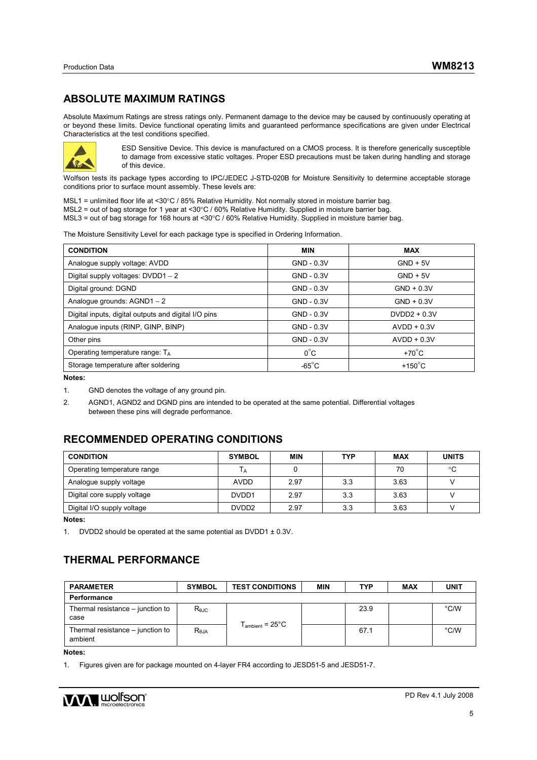## ABSOLUTE MAXIMUM RATINGS

Absolute Maximum Ratings are stress ratings only. Permanent damage to the device may be caused by continuously operating at or beyond these limits. Device functional operating limits and guaranteed performance specifications are given under Electrical Characteristics at the test conditions specified.

ESD Sensitive Device. This device is manufactured on a CMOS process. It is therefore generically susceptible to damage from excessive static voltages. Proper ESD precautions must be taken during handling and storage of this device.

Wolfson tests its package types according to IPC/JEDEC J-STD-020B for Moisture Sensitivity to determine acceptable storage conditions prior to surface mount assembly. These levels are:

MSL1 = unlimited floor life at <30°C / 85% Relative Humidity. Not normally stored in moisture barrier bag.
MSL2 = out of bag storage for 1 year at <30°C / 60% Relative Humidity. Supplied in moisture barrier bag.
MSL3 = out of bag storage for 168 hours at <30°C / 60% Relative Humidity. Supplied in moisture barrier bag.

The Moisture Sensitivity Level for each package type is specified in Ordering Information.

| CONDITION | MIN | MAX |
|---|---|---|
| Analogue supply voltage: AVDD | GND - 0.3V | GND + 5V |
| Digital supply voltages: DVDD1 – 2 | GND - 0.3V | GND + 5V |
| Digital ground: DGND | GND - 0.3V | GND + 0.3V |
| Analogue grounds: AGND1 – 2 | GND - 0.3V | GND + 0.3V |
| Digital inputs, digital outputs and digital I/O pins | GND - 0.3V | DVDD2 + 0.3V |
| Analogue inputs (RINP, GINP, BINP) | GND - 0.3V | AVDD + 0.3V |
| Other pins | GND - 0.3V | AVDD + 0.3V |
| Operating temperature range: $T_A$ | 0°C | +70°C |
| Storage temperature after soldering | -65°C | +150°C |

**Notes:**

1. GND denotes the voltage of any ground pin.
2. AGND1, AGND2 and DGND pins are intended to be operated at the same potential. Differential voltages between these pins will degrade performance.

## RECOMMENDED OPERATING CONDITIONS

| CONDITION | SYMBOL | MIN | TYP | MAX | UNITS |
|---|---|---|---|---|---|
| Operating temperature range | $T_A$ | 0 | | 70 | °C |
| Analogue supply voltage | AVDD | 2.97 | 3.3 | 3.63 | V |
| Digital core supply voltage | DVDD1 | 2.97 | 3.3 | 3.63 | V |
| Digital I/O supply voltage | DVDD2 | 2.97 | 3.3 | 3.63 | V |

**Notes:**

1. DVDD2 should be operated at the same potential as DVDD1 ± 0.3V.

## THERMAL PERFORMANCE

| PARAMETER | SYMBOL | TEST CONDITIONS | MIN | TYP | MAX | UNIT |
|---|---|---|---|---|---|---|
| **Performance** | | | | | | |
| Thermal resistance – junction to case | $R_{\theta JC}$ | $T_{ambient}$ = 25°C | | 23.9 | | °C/W |
| Thermal resistance – junction to ambient | $R_{\theta JA}$ | $T_{ambient}$ = 25°C | | 67.1 | | °C/W |

**Notes:**

1. Figures given are for package mounted on 4-layer FR4 according to JESD51-5 and JESD51-7.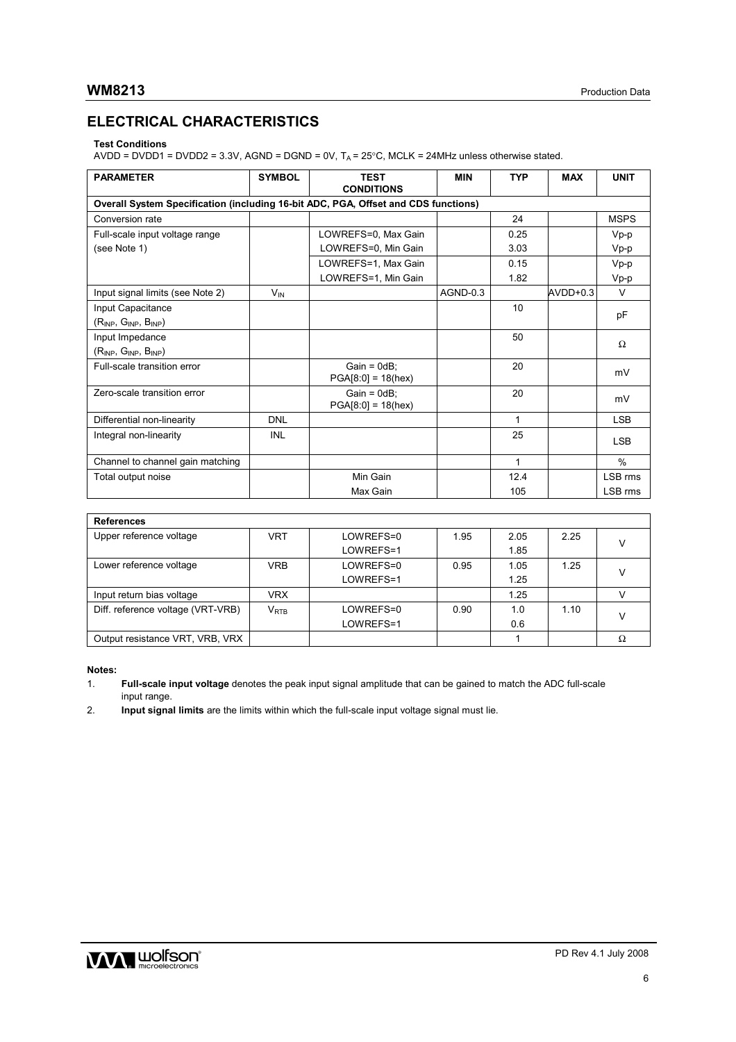## ELECTRICAL CHARACTERISTICS

**Test Conditions**

AVDD = DVDD1 = DVDD2 = 3.3V, AGND = DGND = 0V, $T_A$ = 25°C, MCLK = 24MHz unless otherwise stated.

| PARAMETER | SYMBOL | TEST CONDITIONS | MIN | TYP | MAX | UNIT |
|---|---|---|---|---|---|---|
| **Overall System Specification (including 16-bit ADC, PGA, Offset and CDS functions)** | | | | | | |
| Conversion rate | | | | 24 | | MSPS |
| Full-scale input voltage range (see Note 1) | | LOWREFS=0, Max Gain | | 0.25 | | Vp-p |
| | | LOWREFS=0, Min Gain | | 3.03 | | Vp-p |
| | | LOWREFS=1, Max Gain | | 0.15 | | Vp-p |
| | | LOWREFS=1, Min Gain | | 1.82 | | Vp-p |
| Input signal limits (see Note 2) | $V_{IN}$ | | AGND-0.3 | | AVDD+0.3 | V |
| Input Capacitance ($R_{INP}$, $G_{INP}$, $B_{INP}$) | | | | 10 | | pF |
| Input Impedance ($R_{INP}$, $G_{INP}$, $B_{INP}$) | | | | 50 | | Ω |
| Full-scale transition error | | Gain = 0dB; PGA[8:0] = 18(hex) | | 20 | | mV |
| Zero-scale transition error | | Gain = 0dB; PGA[8:0] = 18(hex) | | 20 | | mV |
| Differential non-linearity | DNL | | | 1 | | LSB |
| Integral non-linearity | INL | | | 25 | | LSB |
| Channel to channel gain matching | | | | 1 | | % |
| Total output noise | | Min Gain | | 12.4 | | LSB rms |
| | | Max Gain | | 105 | | LSB rms |
| **References** | | | | | | |
| Upper reference voltage | VRT | LOWREFS=0 | 1.95 | 2.05 | 2.25 | V |
| | | LOWREFS=1 | | 1.85 | | |
| Lower reference voltage | VRB | LOWREFS=0 | 0.95 | 1.05 | 1.25 | V |
| | | LOWREFS=1 | | 1.25 | | |
| Input return bias voltage | VRX | | | 1.25 | | V |
| Diff. reference voltage (VRT-VRB) | $V_{RTB}$ | LOWREFS=0 | 0.90 | 1.0 | 1.10 | V |
| | | LOWREFS=1 | | 0.6 | | |
| Output resistance VRT, VRB, VRX | | | | 1 | | Ω |

**Notes:**

1. **Full-scale input voltage** denotes the peak input signal amplitude that can be gained to match the ADC full-scale input range.
2. **Input signal limits** are the limits within which the full-scale input voltage signal must lie.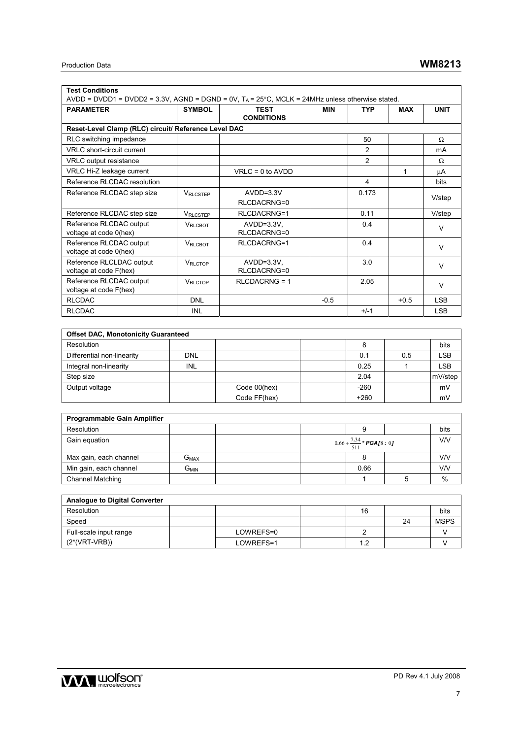| **Test Conditions** AVDD = DVDD1 = DVDD2 = 3.3V, AGND = DGND = 0V, $T_A$ = 25°C, MCLK = 24MHz unless otherwise stated. | | | | | | |
|---|---|---|---|---|---|---|
| **PARAMETER** | **SYMBOL** | **TEST CONDITIONS** | **MIN** | **TYP** | **MAX** | **UNIT** |
| **Reset-Level Clamp (RLC) circuit/ Reference Level DAC** | | | | | | |
| RLC switching impedance | | | | 50 | | Ω |
| VRLC short-circuit current | | | | 2 | | mA |
| VRLC output resistance | | | | 2 | | Ω |
| VRLC Hi-Z leakage current | | VRLC = 0 to AVDD | | | 1 | μA |
| Reference RLCDAC resolution | | | | 4 | | bits |
| Reference RLCDAC step size | $V_{RLCSTEP}$ | AVDD=3.3V RLCDACRNG=0 | | 0.173 | | V/step |
| Reference RLCDAC step size | $V_{RLCSTEP}$ | RLCDACRNG=1 | | 0.11 | | V/step |
| Reference RLCDAC output voltage at code 0(hex) | $V_{RLCBOT}$ | AVDD=3.3V, RLCDACRNG=0 | | 0.4 | | V |
| Reference RLCDAC output voltage at code 0(hex) | $V_{RLCBOT}$ | RLCDACRNG=1 | | 0.4 | | V |
| Reference RLCLDAC output voltage at code F(hex) | $V_{RLCTOP}$ | AVDD=3.3V, RLCDACRNG=0 | | 3.0 | | V |
| Reference RLCDAC output voltage at code F(hex) | $V_{RLCTOP}$ | RLCDACRNG = 1 | | 2.05 | | V |
| RLCDAC | DNL | | -0.5 | | +0.5 | LSB |
| RLCDAC | INL | | | +/-1 | | LSB |

| **Offset DAC, Monotonicity Guaranteed** | | | | | | |
|---|---|---|---|---|---|---|
| Resolution | | | | 8 | | bits |
| Differential non-linearity | DNL | | | 0.1 | 0.5 | LSB |
| Integral non-linearity | INL | | | 0.25 | 1 | LSB |
| Step size | | | | 2.04 | | mV/step |
| Output voltage | | Code 00(hex) | | -260 | | mV |
| | | Code FF(hex) | | +260 | | mV |

| **Programmable Gain Amplifier** | | | | | | |
|---|---|---|---|---|---|---|
| Resolution | | | | 9 | | bits |
| Gain equation | | | | $0.66 + \frac{7.34}{511} * PGA[8:0]$ | | V/V |
| Max gain, each channel | $G_{MAX}$ | | | 8 | | V/V |
| Min gain, each channel | $G_{MIN}$ | | | 0.66 | | V/V |
| Channel Matching | | | | 1 | 5 | % |

| **Analogue to Digital Converter** | | | | | | |
|---|---|---|---|---|---|---|
| Resolution | | | | 16 | | bits |
| Speed | | | | | 24 | MSPS |
| Full-scale input range | | LOWREFS=0 | | 2 | | V |
| (2*(VRT-VRB)) | | LOWREFS=1 | | 1.2 | | V |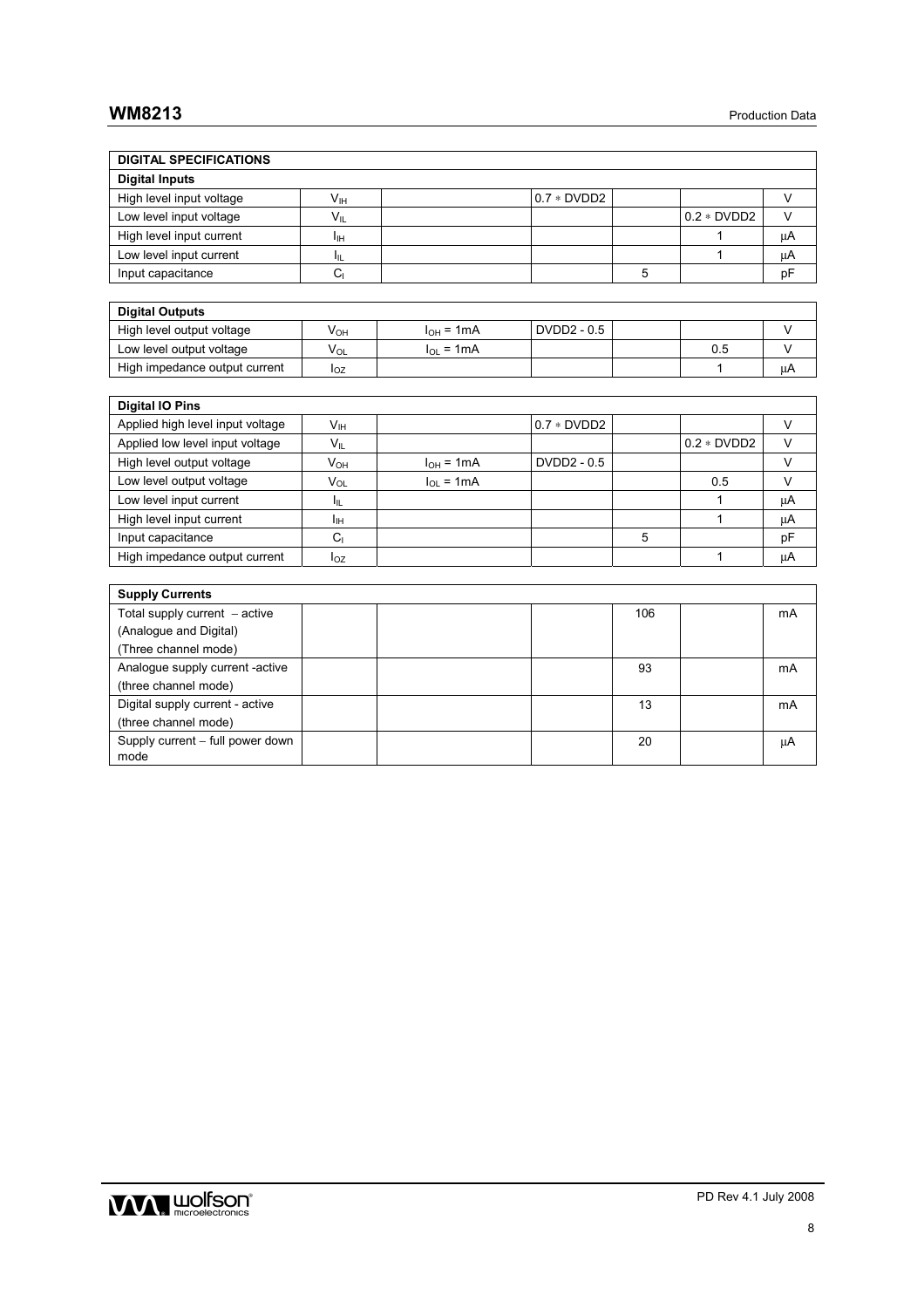| DIGITAL SPECIFICATIONS | | | | | | |
|---|---|---|---|---|---|---|
| **Digital Inputs** | | | | | | |
| High level input voltage | $V_{IH}$ | | 0.7 * DVDD2 | | | V |
| Low level input voltage | $V_{IL}$ | | | | 0.2 * DVDD2 | V |
| High level input current | $I_{IH}$ | | | | 1 | μA |
| Low level input current | $I_{IL}$ | | | | 1 | μA |
| Input capacitance | $C_I$ | | | 5 | | pF |
| **Digital Outputs** | | | | | | |
| High level output voltage | $V_{OH}$ | $I_{OH}$ = 1mA | DVDD2 - 0.5 | | | V |
| Low level output voltage | $V_{OL}$ | $I_{OL}$ = 1mA | | | 0.5 | V |
| High impedance output current | $I_{OZ}$ | | | | 1 | μA |
| **Digital IO Pins** | | | | | | |
| Applied high level input voltage | $V_{IH}$ | | 0.7 * DVDD2 | | | V |
| Applied low level input voltage | $V_{IL}$ | | | | 0.2 * DVDD2 | V |
| High level output voltage | $V_{OH}$ | $I_{OH}$ = 1mA | DVDD2 - 0.5 | | | V |
| Low level output voltage | $V_{OL}$ | $I_{OL}$ = 1mA | | | 0.5 | V |
| Low level input current | $I_{IL}$ | | | | 1 | μA |
| High level input current | $I_{IH}$ | | | | 1 | μA |
| Input capacitance | $C_I$ | | | 5 | | pF |
| High impedance output current | $I_{OZ}$ | | | | 1 | μA |
| **Supply Currents** | | | | | | |
| Total supply current – active (Analogue and Digital) (Three channel mode) | | | | 106 | | mA |
| Analogue supply current -active (three channel mode) | | | | 93 | | mA |
| Digital supply current - active (three channel mode) | | | | 13 | | mA |
| Supply current – full power down mode | | | | 20 | | μA |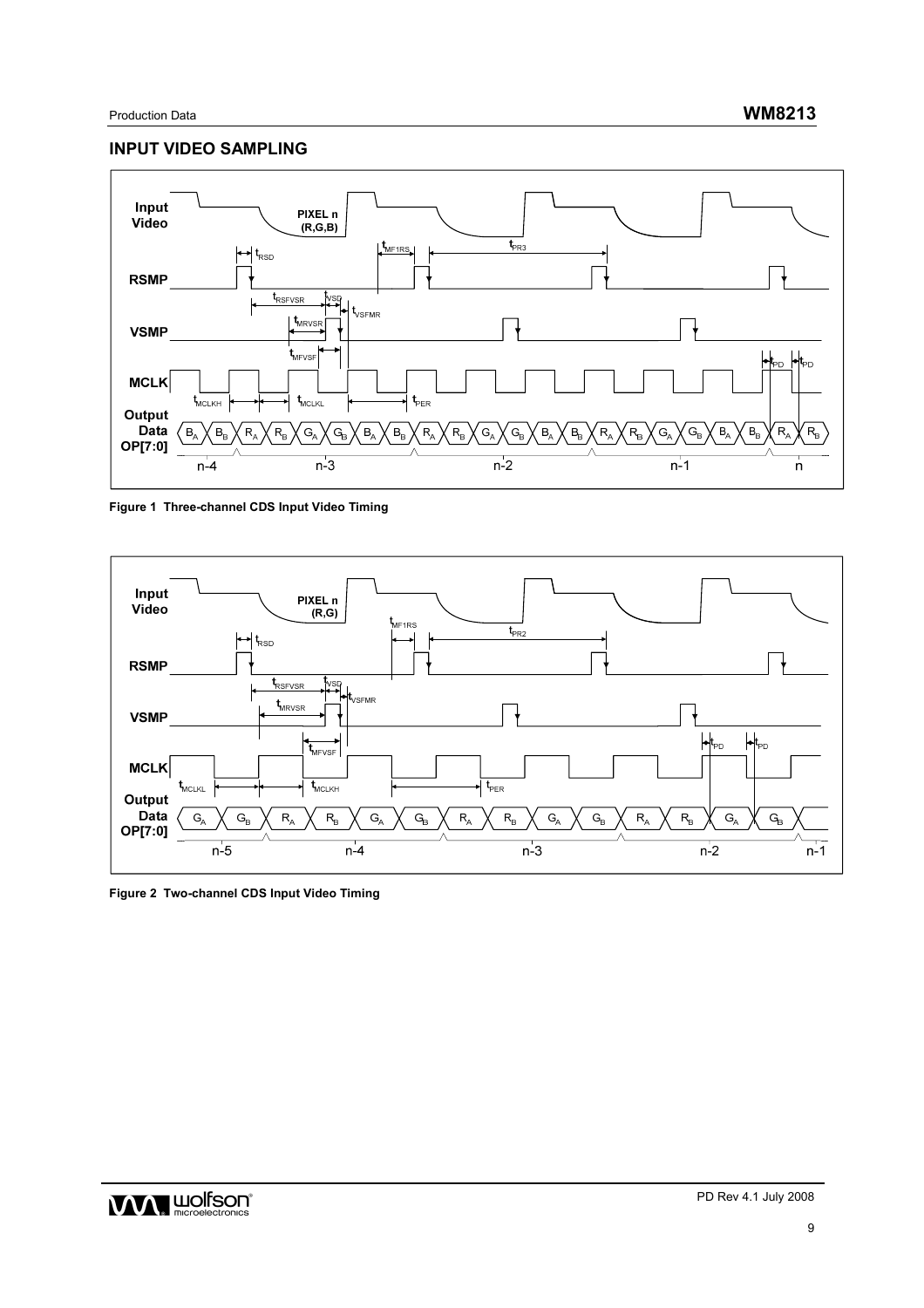## INPUT VIDEO SAMPLING

**Figure 1 Three-channel CDS Input Video Timing**

**Figure 2 Two-channel CDS Input Video Timing**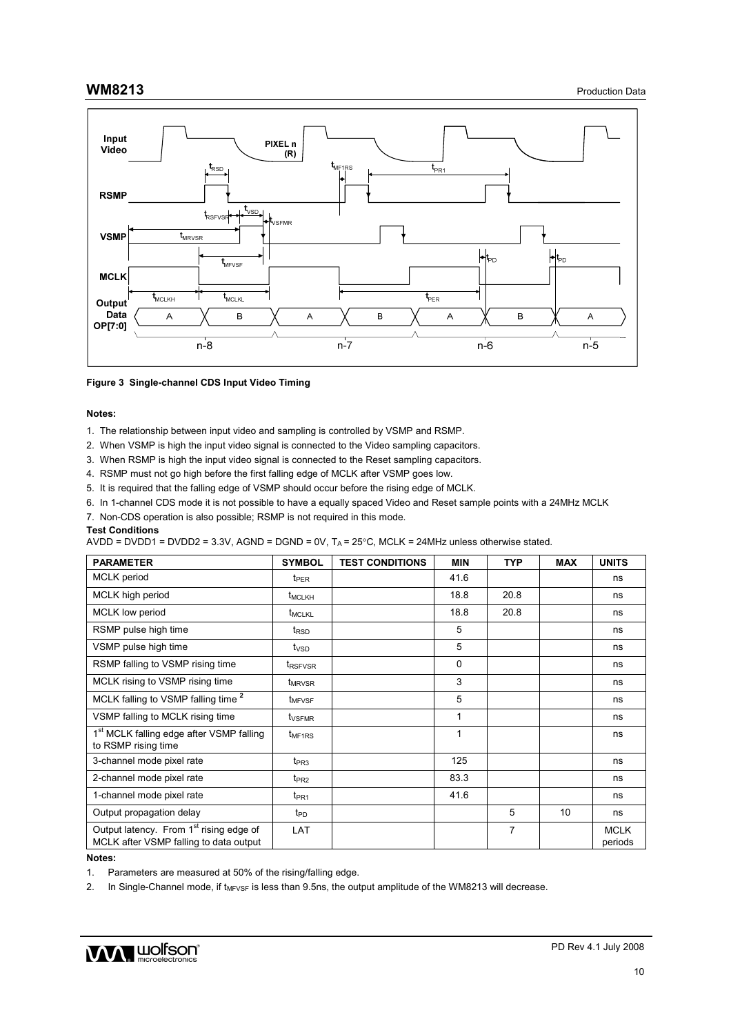**Figure 3 Single-channel CDS Input Video Timing**

**Notes:**

1. The relationship between input video and sampling is controlled by VSMP and RSMP.
2. When VSMP is high the input video signal is connected to the Video sampling capacitors.
3. When RSMP is high the input video signal is connected to the Reset sampling capacitors.
4. RSMP must not go high before the first falling edge of MCLK after VSMP goes low.
5. It is required that the falling edge of VSMP should occur before the rising edge of MCLK.
6. In 1-channel CDS mode it is not possible to have a equally spaced Video and Reset sample points with a 24MHz MCLK
7. Non-CDS operation is also possible; RSMP is not required in this mode.

**Test Conditions**

AVDD = DVDD1 = DVDD2 = 3.3V, AGND = DGND = 0V, $T_A$ = 25°C, MCLK = 24MHz unless otherwise stated.

| PARAMETER | SYMBOL | TEST CONDITIONS | MIN | TYP | MAX | UNITS |
|---|---|---|---|---|---|---|
| MCLK period | $t_{PER}$ | | 41.6 | | | ns |
| MCLK high period | $t_{MCLKH}$ | | 18.8 | 20.8 | | ns |
| MCLK low period | $t_{MCLKL}$ | | 18.8 | 20.8 | | ns |
| RSMP pulse high time | $t_{RSD}$ | | 5 | | | ns |
| VSMP pulse high time | $t_{VSD}$ | | 5 | | | ns |
| RSMP falling to VSMP rising time | $t_{RSFVSR}$ | | 0 | | | ns |
| MCLK rising to VSMP rising time | $t_{MRVSR}$ | | 3 | | | ns |
| MCLK falling to VSMP falling time [2] | $t_{MFVSF}$ | | 5 | | | ns |
| VSMP falling to MCLK rising time | $t_{VSFMR}$ | | 1 | | | ns |
| 1st MCLK falling edge after VSMP falling to RSMP rising time | $t_{MF1RS}$ | | 1 | | | ns |
| 3-channel mode pixel rate | $t_{PR3}$ | | 125 | | | ns |
| 2-channel mode pixel rate | $t_{PR2}$ | | 83.3 | | | ns |
| 1-channel mode pixel rate | $t_{PR1}$ | | 41.6 | | | ns |
| Output propagation delay | $t_{PD}$ | | | 5 | 10 | ns |
| Output latency. From 1st rising edge of MCLK after VSMP falling to data output | LAT | | | 7 | | MCLK periods |

**Notes:**

1. Parameters are measured at 50% of the rising/falling edge.
2. In Single-Channel mode, if $t_{MFVSF}$ is less than 9.5ns, the output amplitude of the WM8213 will decrease.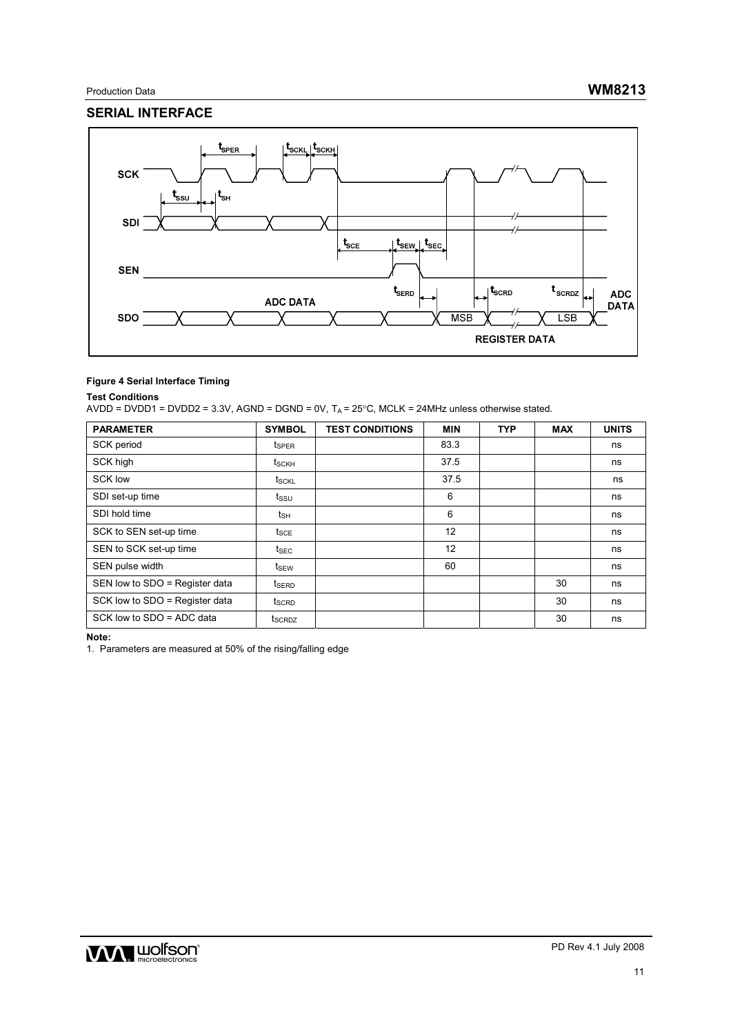## SERIAL INTERFACE

**Figure 4 Serial Interface Timing**

**Test Conditions**

AVDD = DVDD1 = DVDD2 = 3.3V, AGND = DGND = 0V, $T_A$ = 25°C, MCLK = 24MHz unless otherwise stated.

| PARAMETER | SYMBOL | TEST CONDITIONS | MIN | TYP | MAX | UNITS |
|---|---|---|---|---|---|---|
| SCK period | $t_{SPER}$ | | 83.3 | | | ns |
| SCK high | $t_{SCKH}$ | | 37.5 | | | ns |
| SCK low | $t_{SCKL}$ | | 37.5 | | | ns |
| SDI set-up time | $t_{SSU}$ | | 6 | | | ns |
| SDI hold time | $t_{SH}$ | | 6 | | | ns |
| SCK to SEN set-up time | $t_{SCE}$ | | 12 | | | ns |
| SEN to SCK set-up time | $t_{SEC}$ | | 12 | | | ns |
| SEN pulse width | $t_{SEW}$ | | 60 | | | ns |
| SEN low to SDO = Register data | $t_{SERD}$ | | | | 30 | ns |
| SCK low to SDO = Register data | $t_{SCRD}$ | | | | 30 | ns |
| SCK low to SDO = ADC data | $t_{SCRDZ}$ | | | | 30 | ns |

**Note:**

1. Parameters are measured at 50% of the rising/falling edge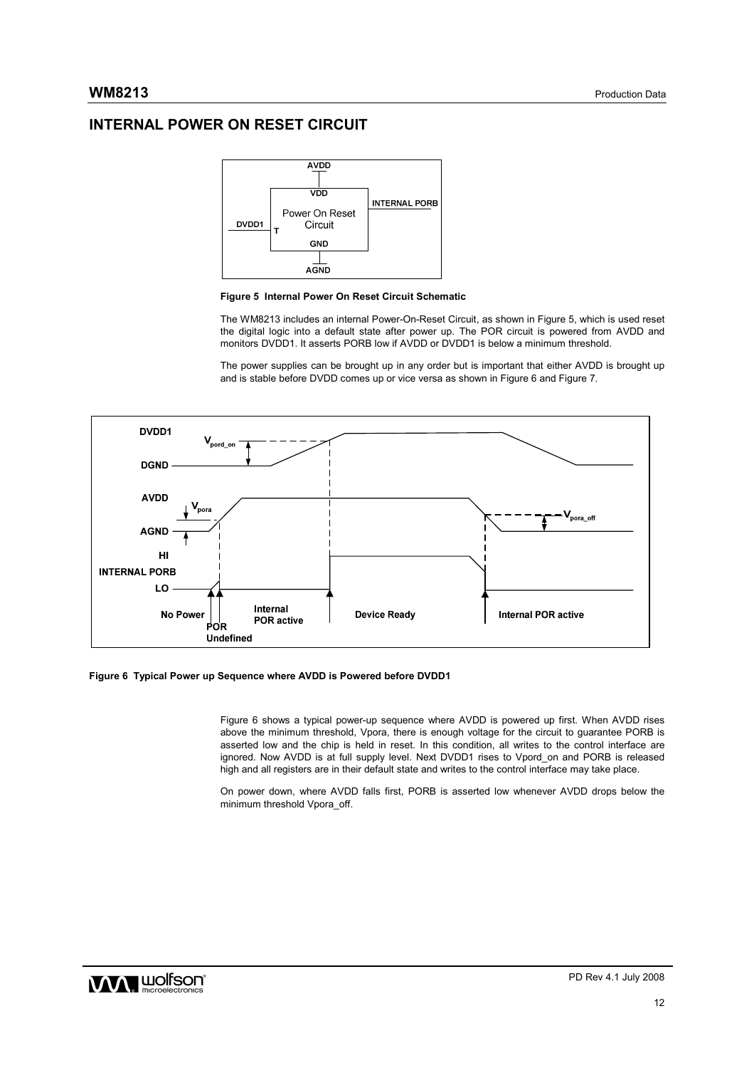## INTERNAL POWER ON RESET CIRCUIT

**Figure 5 Internal Power On Reset Circuit Schematic**

The WM8213 includes an internal Power-On-Reset Circuit, as shown in Figure 5, which is used reset the digital logic into a default state after power up. The POR circuit is powered from AVDD and monitors DVDD1. It asserts PORB low if AVDD or DVDD1 is below a minimum threshold.

The power supplies can be brought up in any order but is important that either AVDD is brought up and is stable before DVDD comes up or vice versa as shown in Figure 6 and Figure 7.

**Figure 6 Typical Power up Sequence where AVDD is Powered before DVDD1**

Figure 6 shows a typical power-up sequence where AVDD is powered up first. When AVDD rises above the minimum threshold, Vpora, there is enough voltage for the circuit to guarantee PORB is asserted low and the chip is held in reset. In this condition, all writes to the control interface are ignored. Now AVDD is at full supply level. Next DVDD1 rises to Vpord_on and PORB is released high and all registers are in their default state and writes to the control interface may take place.

On power down, where AVDD falls first, PORB is asserted low whenever AVDD drops below the minimum threshold Vpora_off.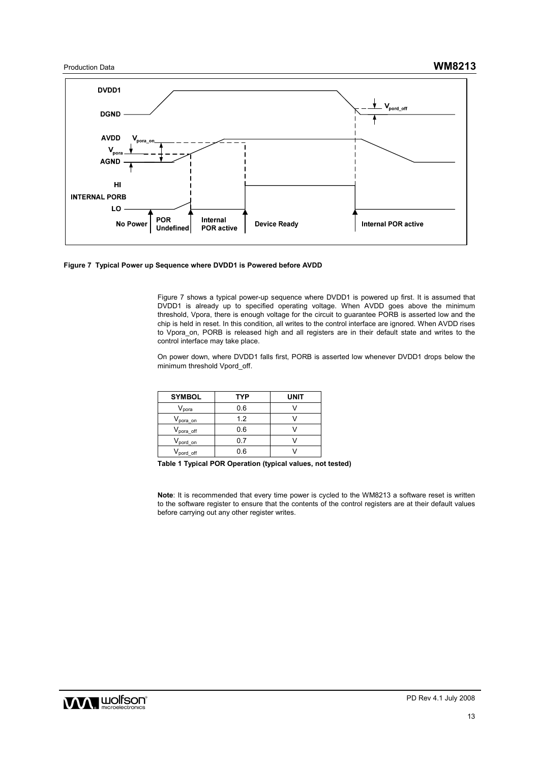**Figure 7 Typical Power up Sequence where DVDD1 is Powered before AVDD**

Figure 7 shows a typical power-up sequence where DVDD1 is powered up first. It is assumed that DVDD1 is already up to specified operating voltage. When AVDD goes above the minimum threshold, Vpora, there is enough voltage for the circuit to guarantee PORB is asserted low and the chip is held in reset. In this condition, all writes to the control interface are ignored. When AVDD rises to Vpora_on, PORB is released high and all registers are in their default state and writes to the control interface may take place.

On power down, where DVDD1 falls first, PORB is asserted low whenever DVDD1 drops below the minimum threshold Vpord_off.

| SYMBOL | TYP | UNIT |
| --- | --- | --- |
| $V_{pora}$ | 0.6 | V |
| $V_{pora\_on}$ | 1.2 | V |
| $V_{pora\_off}$ | 0.6 | V |
| $V_{pord\_on}$ | 0.7 | V |
| $V_{pord\_off}$ | 0.6 | V |

**Table 1 Typical POR Operation (typical values, not tested)**

**Note**: It is recommended that every time power is cycled to the WM8213 a software reset is written to the software register to ensure that the contents of the control registers are at their default values before carrying out any other register writes.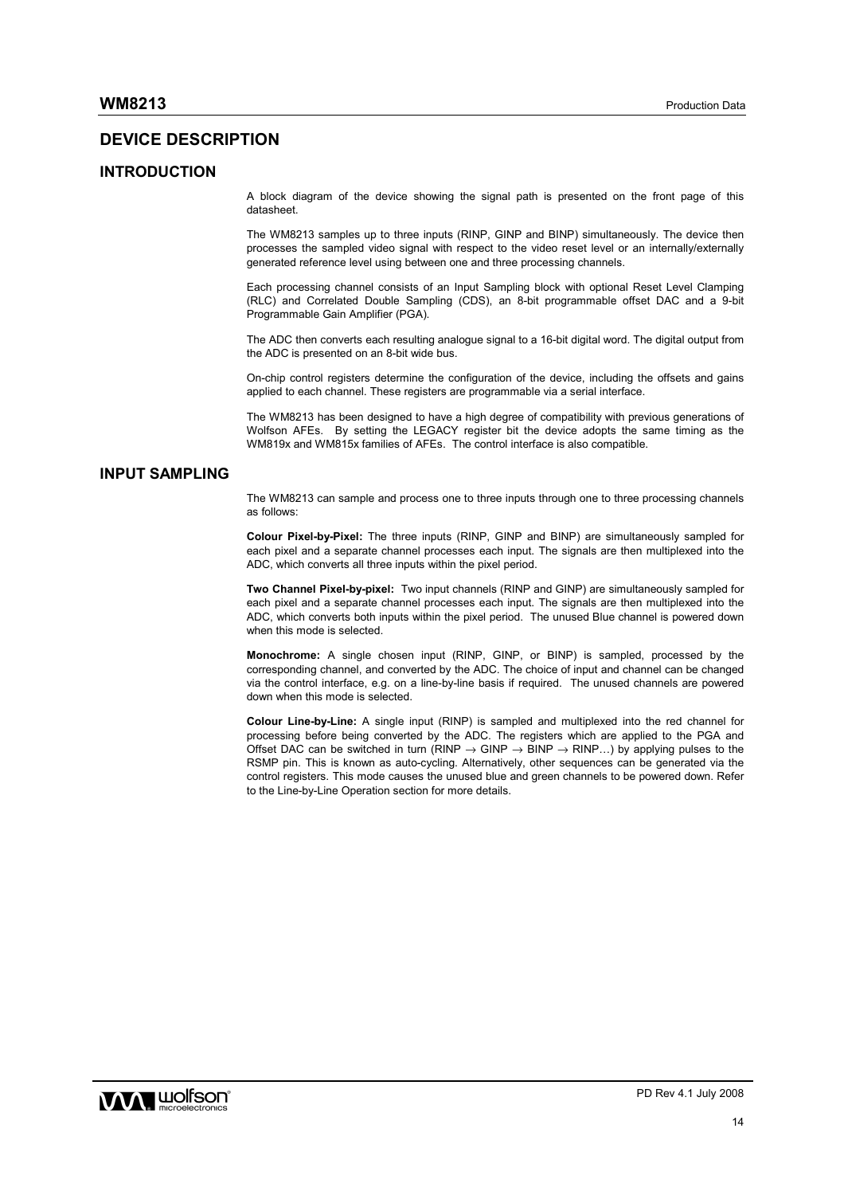# DEVICE DESCRIPTION

## INTRODUCTION

A block diagram of the device showing the signal path is presented on the front page of this datasheet.

The WM8213 samples up to three inputs (RINP, GINP and BINP) simultaneously. The device then processes the sampled video signal with respect to the video reset level or an internally/externally generated reference level using between one and three processing channels.

Each processing channel consists of an Input Sampling block with optional Reset Level Clamping (RLC) and Correlated Double Sampling (CDS), an 8-bit programmable offset DAC and a 9-bit Programmable Gain Amplifier (PGA).

The ADC then converts each resulting analogue signal to a 16-bit digital word. The digital output from the ADC is presented on an 8-bit wide bus.

On-chip control registers determine the configuration of the device, including the offsets and gains applied to each channel. These registers are programmable via a serial interface.

The WM8213 has been designed to have a high degree of compatibility with previous generations of Wolfson AFEs. By setting the LEGACY register bit the device adopts the same timing as the WM819x and WM815x families of AFEs. The control interface is also compatible.

## INPUT SAMPLING

The WM8213 can sample and process one to three inputs through one to three processing channels as follows:

**Colour Pixel-by-Pixel:** The three inputs (RINP, GINP and BINP) are simultaneously sampled for each pixel and a separate channel processes each input. The signals are then multiplexed into the ADC, which converts all three inputs within the pixel period.

**Two Channel Pixel-by-pixel:** Two input channels (RINP and GINP) are simultaneously sampled for each pixel and a separate channel processes each input. The signals are then multiplexed into the ADC, which converts both inputs within the pixel period. The unused Blue channel is powered down when this mode is selected.

**Monochrome:** A single chosen input (RINP, GINP, or BINP) is sampled, processed by the corresponding channel, and converted by the ADC. The choice of input and channel can be changed via the control interface, e.g. on a line-by-line basis if required. The unused channels are powered down when this mode is selected.

**Colour Line-by-Line:** A single input (RINP) is sampled and multiplexed into the red channel for processing before being converted by the ADC. The registers which are applied to the PGA and Offset DAC can be switched in turn (RINP → GINP → BINP → RINP…) by applying pulses to the RSMP pin. This is known as auto-cycling. Alternatively, other sequences can be generated via the control registers. This mode causes the unused blue and green channels to be powered down. Refer to the Line-by-Line Operation section for more details.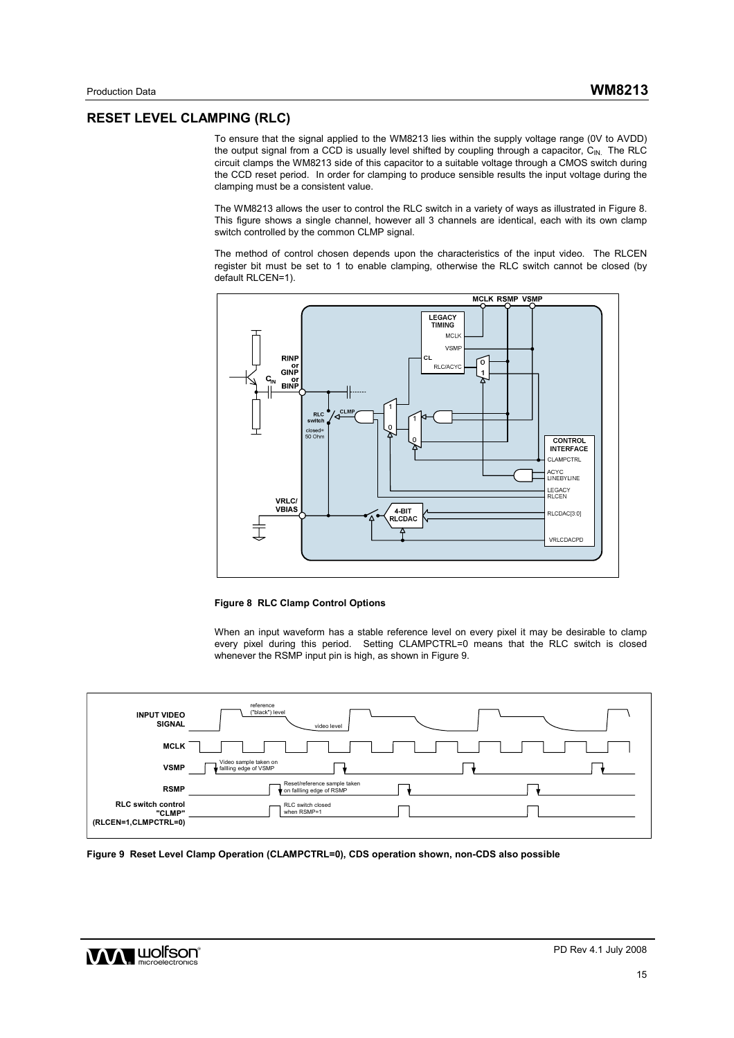## RESET LEVEL CLAMPING (RLC)

To ensure that the signal applied to the WM8213 lies within the supply voltage range (0V to AVDD) the output signal from a CCD is usually level shifted by coupling through a capacitor, $C_{IN}$. The RLC circuit clamps the WM8213 side of this capacitor to a suitable voltage through a CMOS switch during the CCD reset period. In order for clamping to produce sensible results the input voltage during the clamping must be a consistent value.

The WM8213 allows the user to control the RLC switch in a variety of ways as illustrated in Figure 8. This figure shows a single channel, however all 3 channels are identical, each with its own clamp switch controlled by the common CLMP signal.

The method of control chosen depends upon the characteristics of the input video. The RLCEN register bit must be set to 1 to enable clamping, otherwise the RLC switch cannot be closed (by default RLCEN=1).

**Figure 8 RLC Clamp Control Options**

When an input waveform has a stable reference level on every pixel it may be desirable to clamp every pixel during this period. Setting CLAMPCTRL=0 means that the RLC switch is closed whenever the RSMP input pin is high, as shown in Figure 9.

**Figure 9 Reset Level Clamp Operation (CLAMPCTRL=0), CDS operation shown, non-CDS also possible**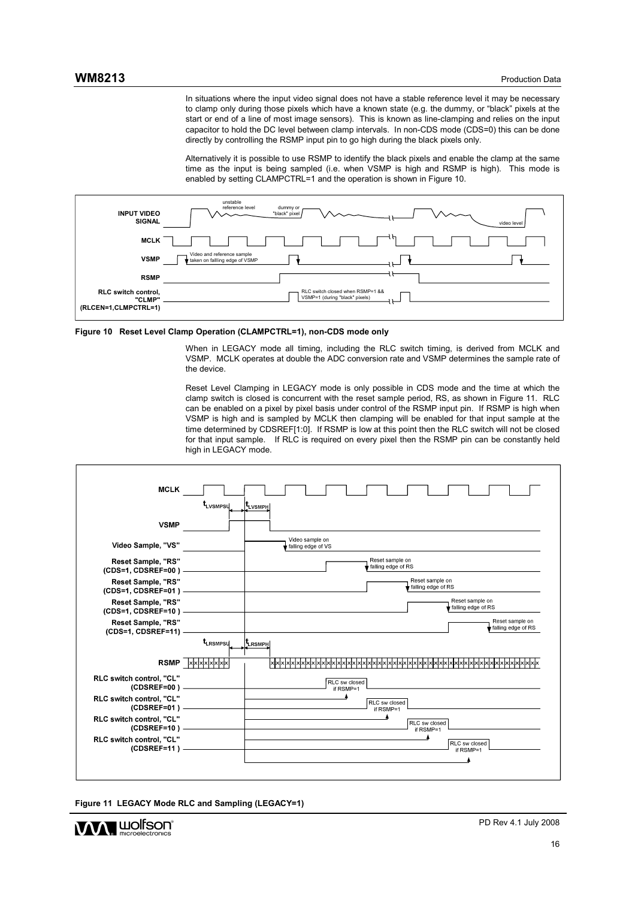In situations where the input video signal does not have a stable reference level it may be necessary to clamp only during those pixels which have a known state (e.g. the dummy, or "black" pixels at the start or end of a line of most image sensors). This is known as line-clamping and relies on the input capacitor to hold the DC level between clamp intervals. In non-CDS mode (CDS=0) this can be done directly by controlling the RSMP input pin to go high during the black pixels only.

Alternatively it is possible to use RSMP to identify the black pixels and enable the clamp at the same time as the input is being sampled (i.e. when VSMP is high and RSMP is high). This mode is enabled by setting CLAMPCTRL=1 and the operation is shown in Figure 10.

**Figure 10 Reset Level Clamp Operation (CLAMPCTRL=1), non-CDS mode only**

When in LEGACY mode all timing, including the RLC switch timing, is derived from MCLK and VSMP. MCLK operates at double the ADC conversion rate and VSMP determines the sample rate of the device.

Reset Level Clamping in LEGACY mode is only possible in CDS mode and the time at which the clamp switch is closed is concurrent with the reset sample period, RS, as shown in Figure 11. RLC can be enabled on a pixel by pixel basis under control of the RSMP input pin. If RSMP is high when VSMP is high and is sampled by MCLK then clamping will be enabled for that input sample at the time determined by CDSREF[1:0]. If RSMP is low at this point then the RLC switch will not be closed for that input sample. If RLC is required on every pixel then the RSMP pin can be constantly held high in LEGACY mode.

**Figure 11 LEGACY Mode RLC and Sampling (LEGACY=1)**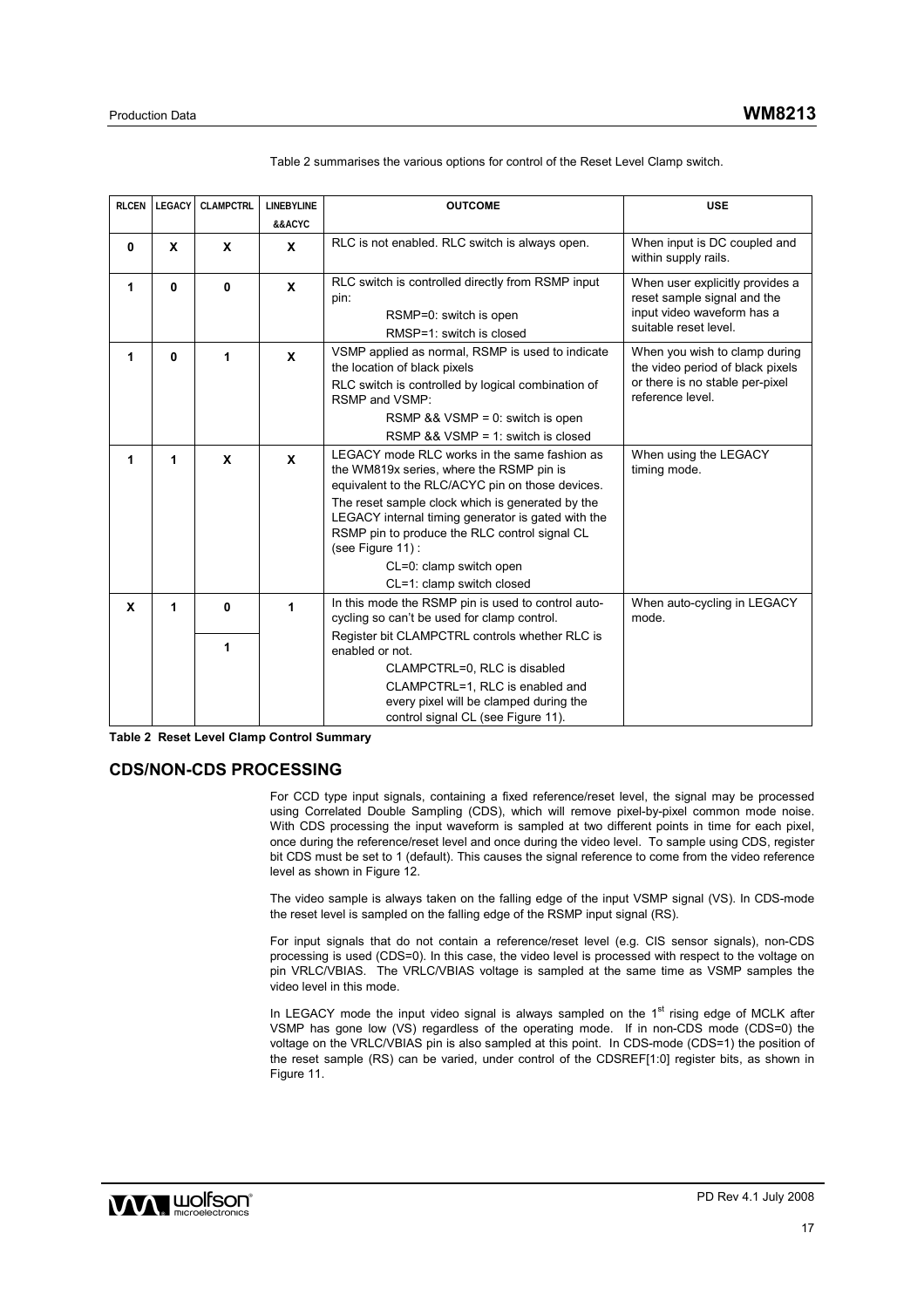Table 2 summarises the various options for control of the Reset Level Clamp switch.

| RLCEN | LEGACY | CLAMPCTRL | LINEBYLINE &&ACYC | OUTCOME | USE |
|---|---|---|---|---|---|
| 0 | X | X | X | RLC is not enabled. RLC switch is always open. | When input is DC coupled and within supply rails. |
| 1 | 0 | 0 | X | RLC switch is controlled directly from RSMP input pin:<br>RSMP=0: switch is open<br>RMSP=1: switch is closed | When user explicitly provides a reset sample signal and the input video waveform has a suitable reset level. |
| 1 | 0 | 1 | X | VSMP applied as normal, RSMP is used to indicate the location of black pixels<br>RLC switch is controlled by logical combination of RSMP and VSMP:<br>RSMP && VSMP = 0: switch is open<br>RSMP && VSMP = 1: switch is closed | When you wish to clamp during the video period of black pixels or there is no stable per-pixel reference level. |
| 1 | 1 | X | X | LEGACY mode RLC works in the same fashion as the WM819x series, where the RSMP pin is equivalent to the RLC/ACYC pin on those devices.<br>The reset sample clock which is generated by the LEGACY internal timing generator is gated with the RSMP pin to produce the RLC control signal CL (see Figure 11) :<br>CL=0: clamp switch open<br>CL=1: clamp switch closed | When using the LEGACY timing mode. |
| X | 1 | 0<br>1 | 1 | In this mode the RSMP pin is used to control auto-cycling so can't be used for clamp control.<br>Register bit CLAMPCTRL controls whether RLC is enabled or not.<br>CLAMPCTRL=0, RLC is disabled<br>CLAMPCTRL=1, RLC is enabled and every pixel will be clamped during the control signal CL (see Figure 11). | When auto-cycling in LEGACY mode. |

**Table 2 Reset Level Clamp Control Summary**

## CDS/NON-CDS PROCESSING

For CCD type input signals, containing a fixed reference/reset level, the signal may be processed using Correlated Double Sampling (CDS), which will remove pixel-by-pixel common mode noise. With CDS processing the input waveform is sampled at two different points in time for each pixel, once during the reference/reset level and once during the video level. To sample using CDS, register bit CDS must be set to 1 (default). This causes the signal reference to come from the video reference level as shown in Figure 12.

The video sample is always taken on the falling edge of the input VSMP signal (VS). In CDS-mode the reset level is sampled on the falling edge of the RSMP input signal (RS).

For input signals that do not contain a reference/reset level (e.g. CIS sensor signals), non-CDS processing is used (CDS=0). In this case, the video level is processed with respect to the voltage on pin VRLC/VBIAS. The VRLC/VBIAS voltage is sampled at the same time as VSMP samples the video level in this mode.

In LEGACY mode the input video signal is always sampled on the 1st rising edge of MCLK after VSMP has gone low (VS) regardless of the operating mode. If in non-CDS mode (CDS=0) the voltage on the VRLC/VBIAS pin is also sampled at this point. In CDS-mode (CDS=1) the position of the reset sample (RS) can be varied, under control of the CDSREF[1:0] register bits, as shown in Figure 11.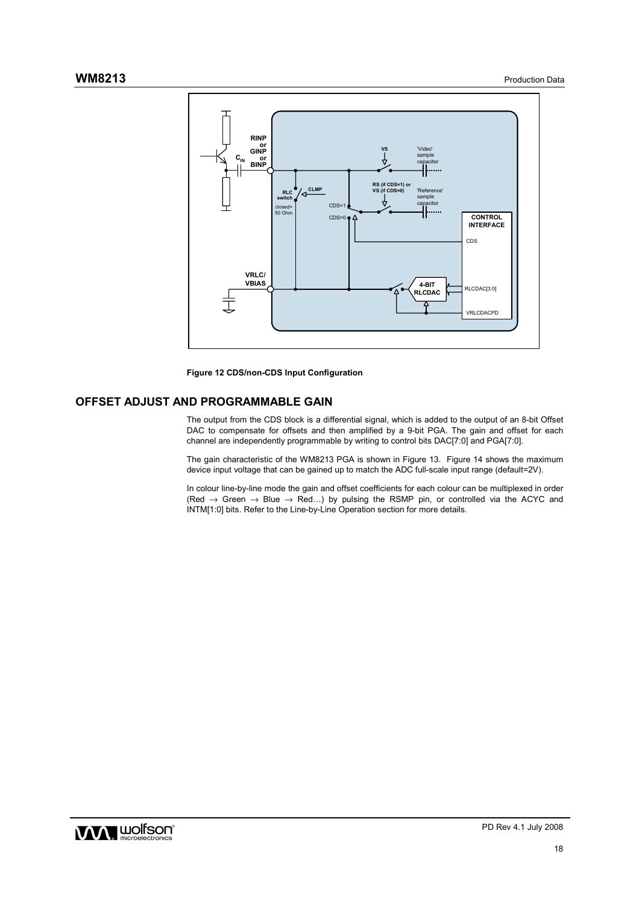**Figure 12 CDS/non-CDS Input Configuration**

## OFFSET ADJUST AND PROGRAMMABLE GAIN

The output from the CDS block is a differential signal, which is added to the output of an 8-bit Offset DAC to compensate for offsets and then amplified by a 9-bit PGA. The gain and offset for each channel are independently programmable by writing to control bits DAC[7:0] and PGA[7:0].

The gain characteristic of the WM8213 PGA is shown in Figure 13. Figure 14 shows the maximum device input voltage that can be gained up to match the ADC full-scale input range (default=2V).

In colour line-by-line mode the gain and offset coefficients for each colour can be multiplexed in order (Red → Green → Blue → Red…) by pulsing the RSMP pin, or controlled via the ACYC and INTM[1:0] bits. Refer to the Line-by-Line Operation section for more details.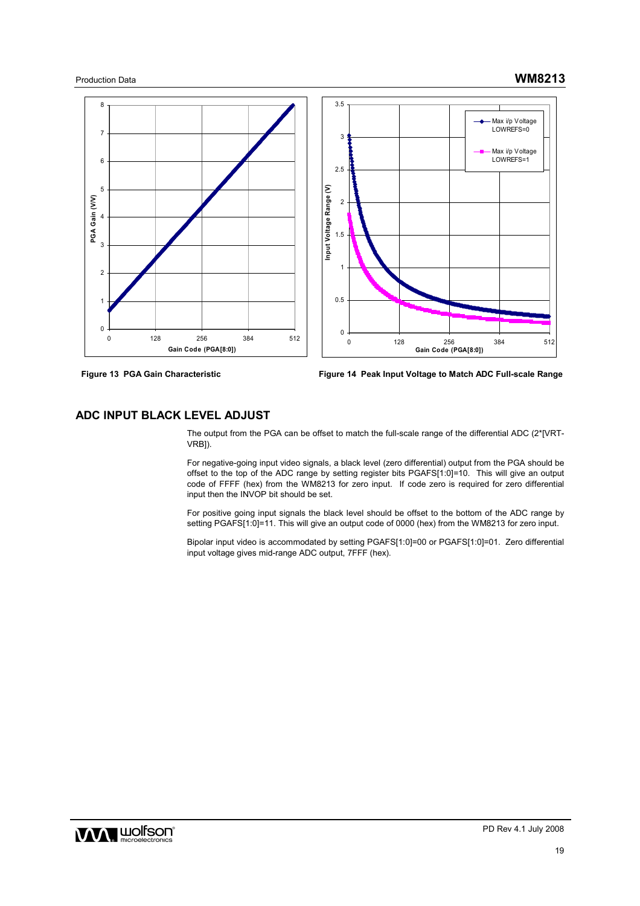Figure 13 PGA Gain Characteristic

Figure 14 Peak Input Voltage to Match ADC Full-scale Range

## ADC INPUT BLACK LEVEL ADJUST

The output from the PGA can be offset to match the full-scale range of the differential ADC (2*[VRT-VRB]).

For negative-going input video signals, a black level (zero differential) output from the PGA should be offset to the top of the ADC range by setting register bits PGAFS[1:0]=10. This will give an output code of FFFF (hex) from the WM8213 for zero input. If code zero is required for zero differential input then the INVOP bit should be set.

For positive going input signals the black level should be offset to the bottom of the ADC range by setting PGAFS[1:0]=11. This will give an output code of 0000 (hex) from the WM8213 for zero input.

Bipolar input video is accommodated by setting PGAFS[1:0]=00 or PGAFS[1:0]=01. Zero differential input voltage gives mid-range ADC output, 7FFF (hex).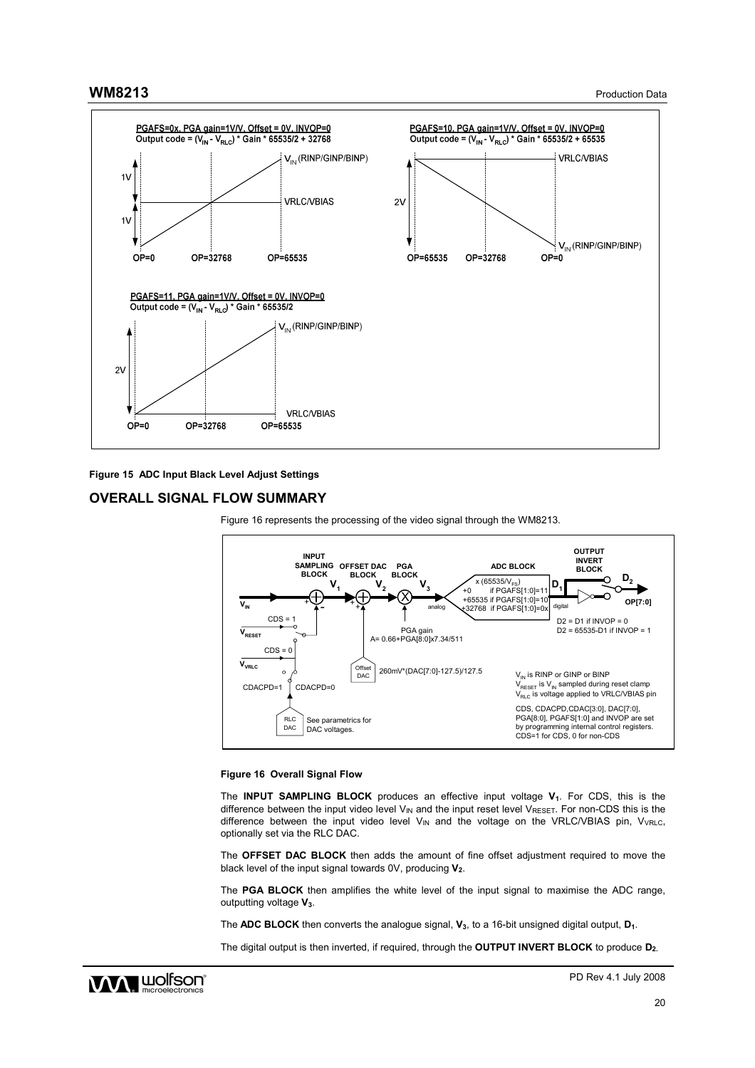PGAFS=0x, PGA gain=1V/V, Offset = 0V, INVOP=0
Output code = $(V_{IN} - V_{RLC})$ * Gain * 65535/2 + 32768

PGAFS=10, PGA gain=1V/V, Offset = 0V, INVOP=0
Output code = $(V_{IN} - V_{RLC})$ * Gain * 65535/2 + 65535

PGAFS=11, PGA gain=1V/V, Offset = 0V, INVOP=0
Output code = $(V_{IN} - V_{RLC})$ * Gain * 65535/2

**Figure 15 ADC Input Black Level Adjust Settings**

## OVERALL SIGNAL FLOW SUMMARY

Figure 16 represents the processing of the video signal through the WM8213.

**Figure 16 Overall Signal Flow**

The **INPUT SAMPLING BLOCK** produces an effective input voltage $V_1$. For CDS, this is the difference between the input video level $V_{IN}$ and the input reset level $V_{RESET}$. For non-CDS this is the difference between the input video level $V_{IN}$ and the voltage on the VRLC/VBIAS pin, $V_{VRLC}$, optionally set via the RLC DAC.

The **OFFSET DAC BLOCK** then adds the amount of fine offset adjustment required to move the black level of the input signal towards 0V, producing $V_2$.

The **PGA BLOCK** then amplifies the white level of the input signal to maximise the ADC range, outputting voltage $V_3$.

The **ADC BLOCK** then converts the analogue signal, $V_3$, to a 16-bit unsigned digital output, $D_1$.

The digital output is then inverted, if required, through the **OUTPUT INVERT BLOCK** to produce $D_2$.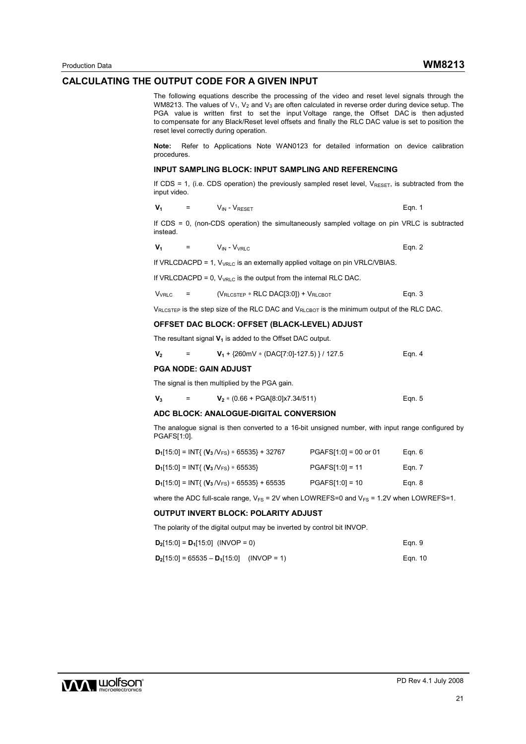## CALCULATING THE OUTPUT CODE FOR A GIVEN INPUT

The following equations describe the processing of the video and reset level signals through the WM8213. The values of $V_1$, $V_2$ and $V_3$ are often calculated in reverse order during device setup. The PGA value is written first to set the input Voltage range, the Offset DAC is then adjusted to compensate for any Black/Reset level offsets and finally the RLC DAC value is set to position the reset level correctly during operation.

**Note:** Refer to Applications Note WAN0123 for detailed information on device calibration procedures.

### INPUT SAMPLING BLOCK: INPUT SAMPLING AND REFERENCING

If CDS = 1, (i.e. CDS operation) the previously sampled reset level, $V_{RESET}$, is subtracted from the input video.

$$\mathbf{V_1} = V_{IN} - V_{RESET} \qquad \text{Eqn. 1}$$

If CDS = 0, (non-CDS operation) the simultaneously sampled voltage on pin VRLC is subtracted instead.

$$\mathbf{V_1} = V_{IN} - V_{VRLC} \qquad \text{Eqn. 2}$$

If VRLCDACPD = 1, $V_{VRLC}$ is an externally applied voltage on pin VRLC/VBIAS.

If VRLCDACPD = 0, $V_{VRLC}$ is the output from the internal RLC DAC.

$$V_{VRLC} = (V_{RLCSTEP} * \text{RLC DAC[3:0]}) + V_{RLCBOT} \qquad \text{Eqn. 3}$$

$V_{RLCSTEP}$ is the step size of the RLC DAC and $V_{RLCBOT}$ is the minimum output of the RLC DAC.

### OFFSET DAC BLOCK: OFFSET (BLACK-LEVEL) ADJUST

The resultant signal $\mathbf{V_1}$ is added to the Offset DAC output.

$$\mathbf{V_2} = \mathbf{V_1} + \{260\text{mV} * (\text{DAC[7:0]}-127.5)\} / 127.5 \qquad \text{Eqn. 4}$$

### PGA NODE: GAIN ADJUST

The signal is then multiplied by the PGA gain.

$$\mathbf{V_3} = \mathbf{V_2} * (0.66 + \text{PGA[8:0]}\text{x}7.34/511) \qquad \text{Eqn. 5}$$

### ADC BLOCK: ANALOGUE-DIGITAL CONVERSION

The analogue signal is then converted to a 16-bit unsigned number, with input range configured by PGAFS[1:0].

| | | |
|---|---|---|
| $\mathbf{D_1}[15:0] = \text{INT}\{(\mathbf{V_3}/V_{FS}) * 65535\} + 32767$ | PGAFS[1:0] = 00 or 01 | Eqn. 6 |
| $\mathbf{D_1}[15:0] = \text{INT}\{(\mathbf{V_3}/V_{FS}) * 65535\}$ | PGAFS[1:0] = 11 | Eqn. 7 |
| $\mathbf{D_1}[15:0] = \text{INT}\{(\mathbf{V_3}/V_{FS}) * 65535\} + 65535$ | PGAFS[1:0] = 10 | Eqn. 8 |

where the ADC full-scale range, $V_{FS}$ = 2V when LOWREFS=0 and $V_{FS}$ = 1.2V when LOWREFS=1.

### OUTPUT INVERT BLOCK: POLARITY ADJUST

The polarity of the digital output may be inverted by control bit INVOP.

$$\mathbf{D_2}[15:0] = \mathbf{D_1}[15:0] \quad (\text{INVOP} = 0) \qquad \text{Eqn. 9}$$

$$\mathbf{D_2}[15:0] = 65535 - \mathbf{D_1}[15:0] \quad (\text{INVOP} = 1) \qquad \text{Eqn. 10}$$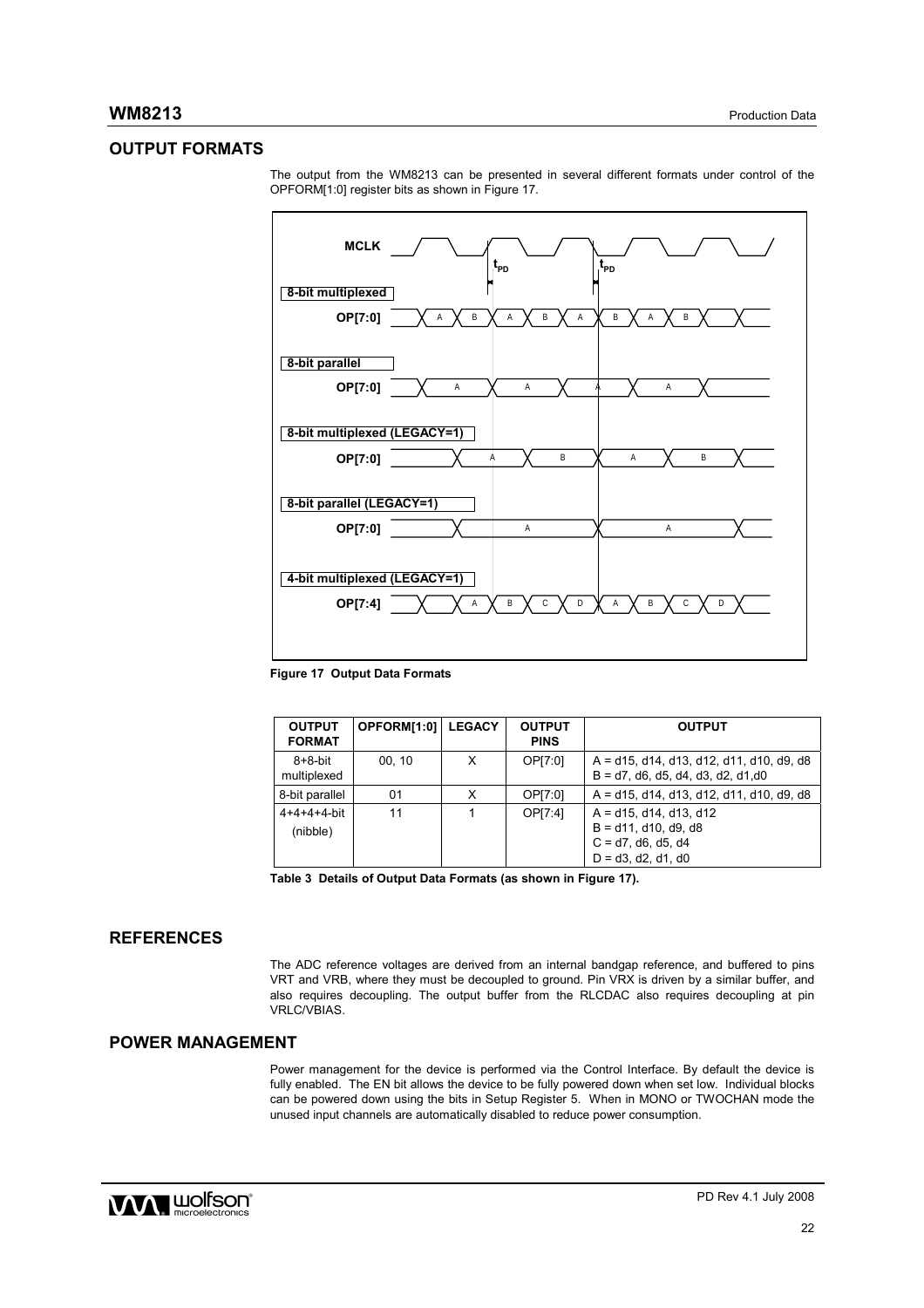## OUTPUT FORMATS

The output from the WM8213 can be presented in several different formats under control of the OPFORM[1:0] register bits as shown in Figure 17.

**Figure 17 Output Data Formats**

| OUTPUT FORMAT | OPFORM[1:0] | LEGACY | OUTPUT PINS | OUTPUT |
|---|---|---|---|---|
| 8+8-bit multiplexed | 00, 10 | X | OP[7:0] | A = d15, d14, d13, d12, d11, d10, d9, d8<br>B = d7, d6, d5, d4, d3, d2, d1,d0 |
| 8-bit parallel | 01 | X | OP[7:0] | A = d15, d14, d13, d12, d11, d10, d9, d8 |
| 4+4+4+4-bit (nibble) | 11 | 1 | OP[7:4] | A = d15, d14, d13, d12<br>B = d11, d10, d9, d8<br>C = d7, d6, d5, d4<br>D = d3, d2, d1, d0 |

**Table 3 Details of Output Data Formats (as shown in Figure 17).**

## REFERENCES

The ADC reference voltages are derived from an internal bandgap reference, and buffered to pins VRT and VRB, where they must be decoupled to ground. Pin VRX is driven by a similar buffer, and also requires decoupling. The output buffer from the RLCDAC also requires decoupling at pin VRLC/VBIAS.

## POWER MANAGEMENT

Power management for the device is performed via the Control Interface. By default the device is fully enabled. The EN bit allows the device to be fully powered down when set low. Individual blocks can be powered down using the bits in Setup Register 5. When in MONO or TWOCHAN mode the unused input channels are automatically disabled to reduce power consumption.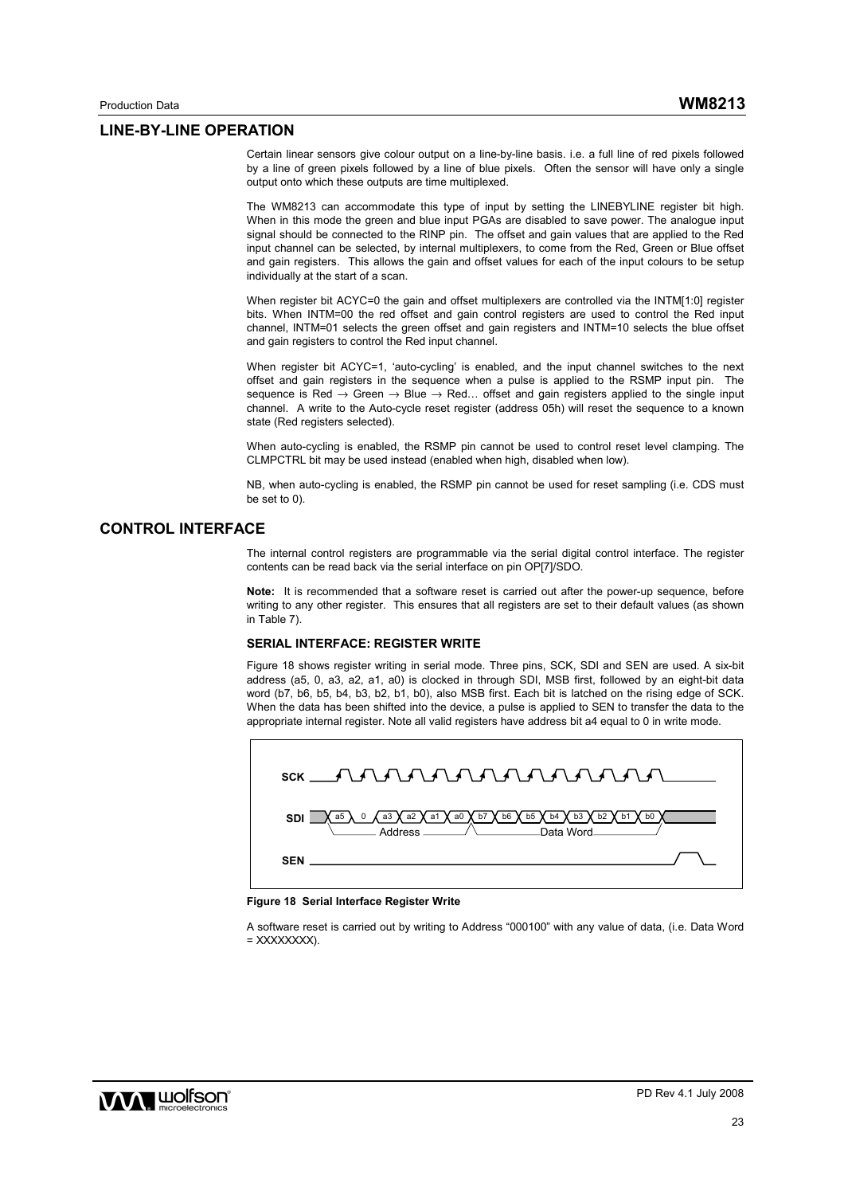## LINE-BY-LINE OPERATION

Certain linear sensors give colour output on a line-by-line basis. i.e. a full line of red pixels followed by a line of green pixels followed by a line of blue pixels. Often the sensor will have only a single output onto which these outputs are time multiplexed.

The WM8213 can accommodate this type of input by setting the LINEBYLINE register bit high. When in this mode the green and blue input PGAs are disabled to save power. The analogue input signal should be connected to the RINP pin. The offset and gain values that are applied to the Red input channel can be selected, by internal multiplexers, to come from the Red, Green or Blue offset and gain registers. This allows the gain and offset values for each of the input colours to be setup individually at the start of a scan.

When register bit ACYC=0 the gain and offset multiplexers are controlled via the INTM[1:0] register bits. When INTM=00 the red offset and gain control registers are used to control the Red input channel, INTM=01 selects the green offset and gain registers and INTM=10 selects the blue offset and gain registers to control the Red input channel.

When register bit ACYC=1, 'auto-cycling' is enabled, and the input channel switches to the next offset and gain registers in the sequence when a pulse is applied to the RSMP input pin. The sequence is Red → Green → Blue → Red… offset and gain registers applied to the single input channel. A write to the Auto-cycle reset register (address 05h) will reset the sequence to a known state (Red registers selected).

When auto-cycling is enabled, the RSMP pin cannot be used to control reset level clamping. The CLMPCTRL bit may be used instead (enabled when high, disabled when low).

NB, when auto-cycling is enabled, the RSMP pin cannot be used for reset sampling (i.e. CDS must be set to 0).

## CONTROL INTERFACE

The internal control registers are programmable via the serial digital control interface. The register contents can be read back via the serial interface on pin OP[7]/SDO.

**Note:** It is recommended that a software reset is carried out after the power-up sequence, before writing to any other register. This ensures that all registers are set to their default values (as shown in Table 7).

### SERIAL INTERFACE: REGISTER WRITE

Figure 18 shows register writing in serial mode. Three pins, SCK, SDI and SEN are used. A six-bit address (a5, 0, a3, a2, a1, a0) is clocked in through SDI, MSB first, followed by an eight-bit data word (b7, b6, b5, b4, b3, b2, b1, b0), also MSB first. Each bit is latched on the rising edge of SCK. When the data has been shifted into the device, a pulse is applied to SEN to transfer the data to the appropriate internal register. Note all valid registers have address bit a4 equal to 0 in write mode.

**Figure 18 Serial Interface Register Write**

A software reset is carried out by writing to Address "000100" with any value of data, (i.e. Data Word = XXXXXXXX).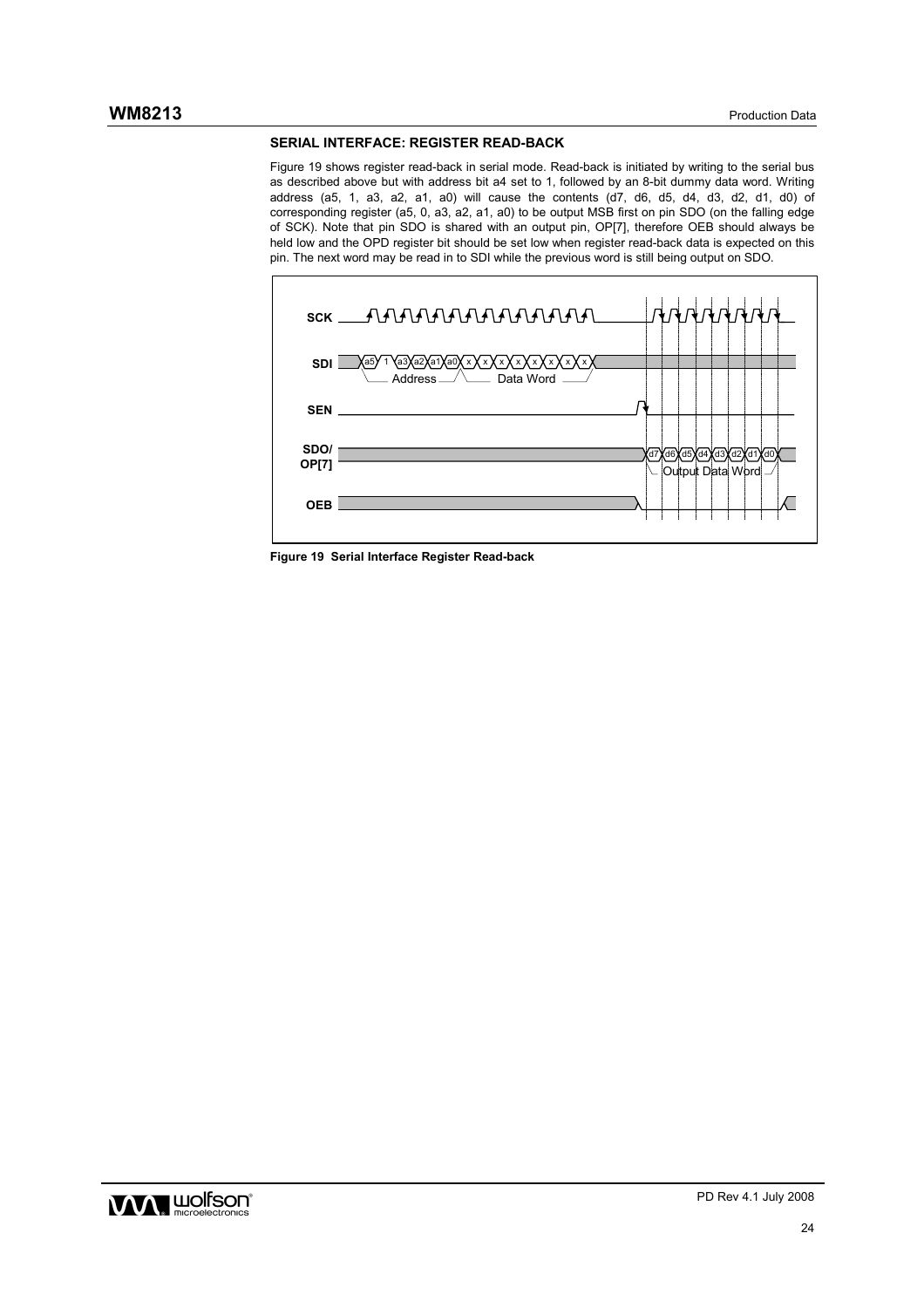### SERIAL INTERFACE: REGISTER READ-BACK

Figure 19 shows register read-back in serial mode. Read-back is initiated by writing to the serial bus as described above but with address bit a4 set to 1, followed by an 8-bit dummy data word. Writing address (a5, 1, a3, a2, a1, a0) will cause the contents (d7, d6, d5, d4, d3, d2, d1, d0) of corresponding register (a5, 0, a3, a2, a1, a0) to be output MSB first on pin SDO (on the falling edge of SCK). Note that pin SDO is shared with an output pin, OP[7], therefore OEB should always be held low and the OPD register bit should be set low when register read-back data is expected on this pin. The next word may be read in to SDI while the previous word is still being output on SDO.

**Figure 19 Serial Interface Register Read-back**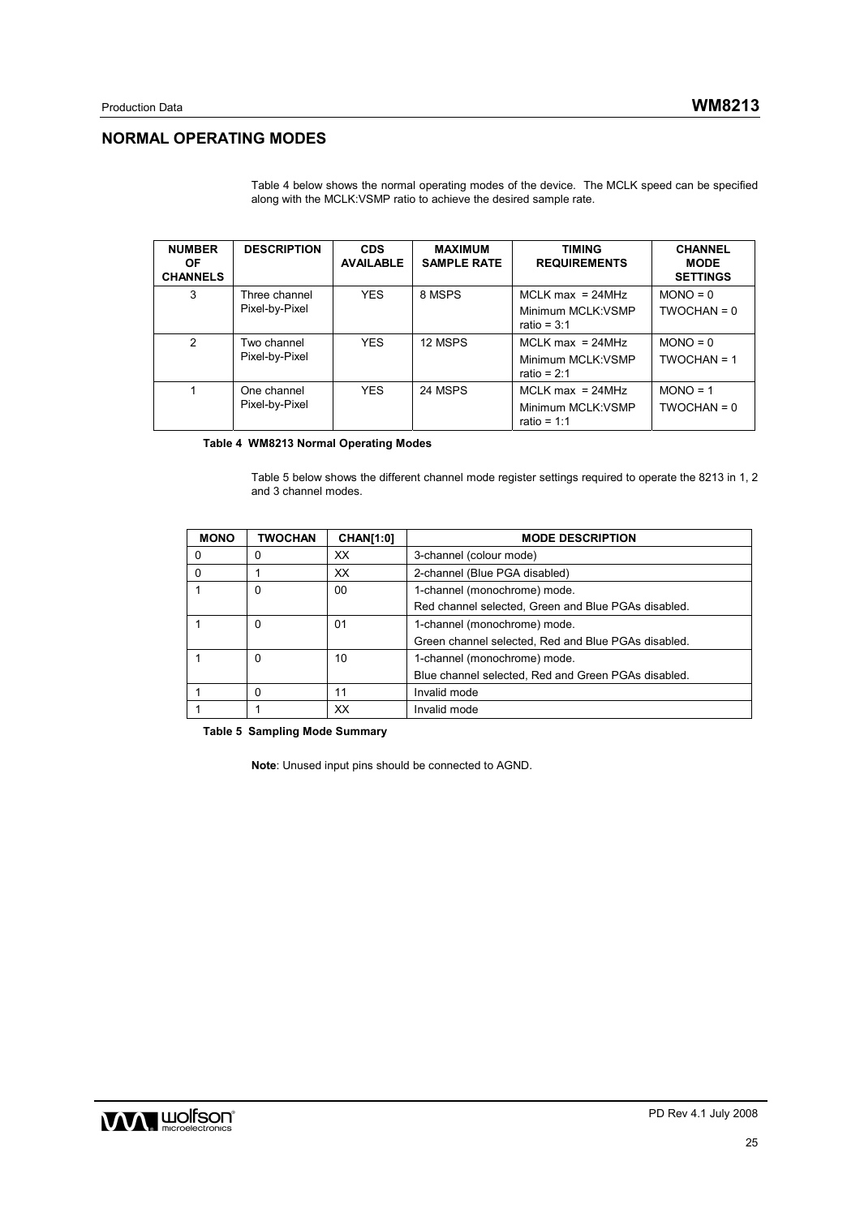## NORMAL OPERATING MODES

Table 4 below shows the normal operating modes of the device. The MCLK speed can be specified along with the MCLK:VSMP ratio to achieve the desired sample rate.

| NUMBER OF CHANNELS | DESCRIPTION | CDS AVAILABLE | MAXIMUM SAMPLE RATE | TIMING REQUIREMENTS | CHANNEL MODE SETTINGS |
|---|---|---|---|---|---|
| 3 | Three channel Pixel-by-Pixel | YES | 8 MSPS | MCLK max = 24MHz<br>Minimum MCLK:VSMP ratio = 3:1 | MONO = 0<br>TWOCHAN = 0 |
| 2 | Two channel Pixel-by-Pixel | YES | 12 MSPS | MCLK max = 24MHz<br>Minimum MCLK:VSMP ratio = 2:1 | MONO = 0<br>TWOCHAN = 1 |
| 1 | One channel Pixel-by-Pixel | YES | 24 MSPS | MCLK max = 24MHz<br>Minimum MCLK:VSMP ratio = 1:1 | MONO = 1<br>TWOCHAN = 0 |

**Table 4 WM8213 Normal Operating Modes**

Table 5 below shows the different channel mode register settings required to operate the 8213 in 1, 2 and 3 channel modes.

| MONO | TWOCHAN | CHAN[1:0] | MODE DESCRIPTION |
|---|---|---|---|
| 0 | 0 | XX | 3-channel (colour mode) |
| 0 | 1 | XX | 2-channel (Blue PGA disabled) |
| 1 | 0 | 00 | 1-channel (monochrome) mode.<br>Red channel selected, Green and Blue PGAs disabled. |
| 1 | 0 | 01 | 1-channel (monochrome) mode.<br>Green channel selected, Red and Blue PGAs disabled. |
| 1 | 0 | 10 | 1-channel (monochrome) mode.<br>Blue channel selected, Red and Green PGAs disabled. |
| 1 | 0 | 11 | Invalid mode |
| 1 | 1 | XX | Invalid mode |

**Table 5 Sampling Mode Summary**

**Note**: Unused input pins should be connected to AGND.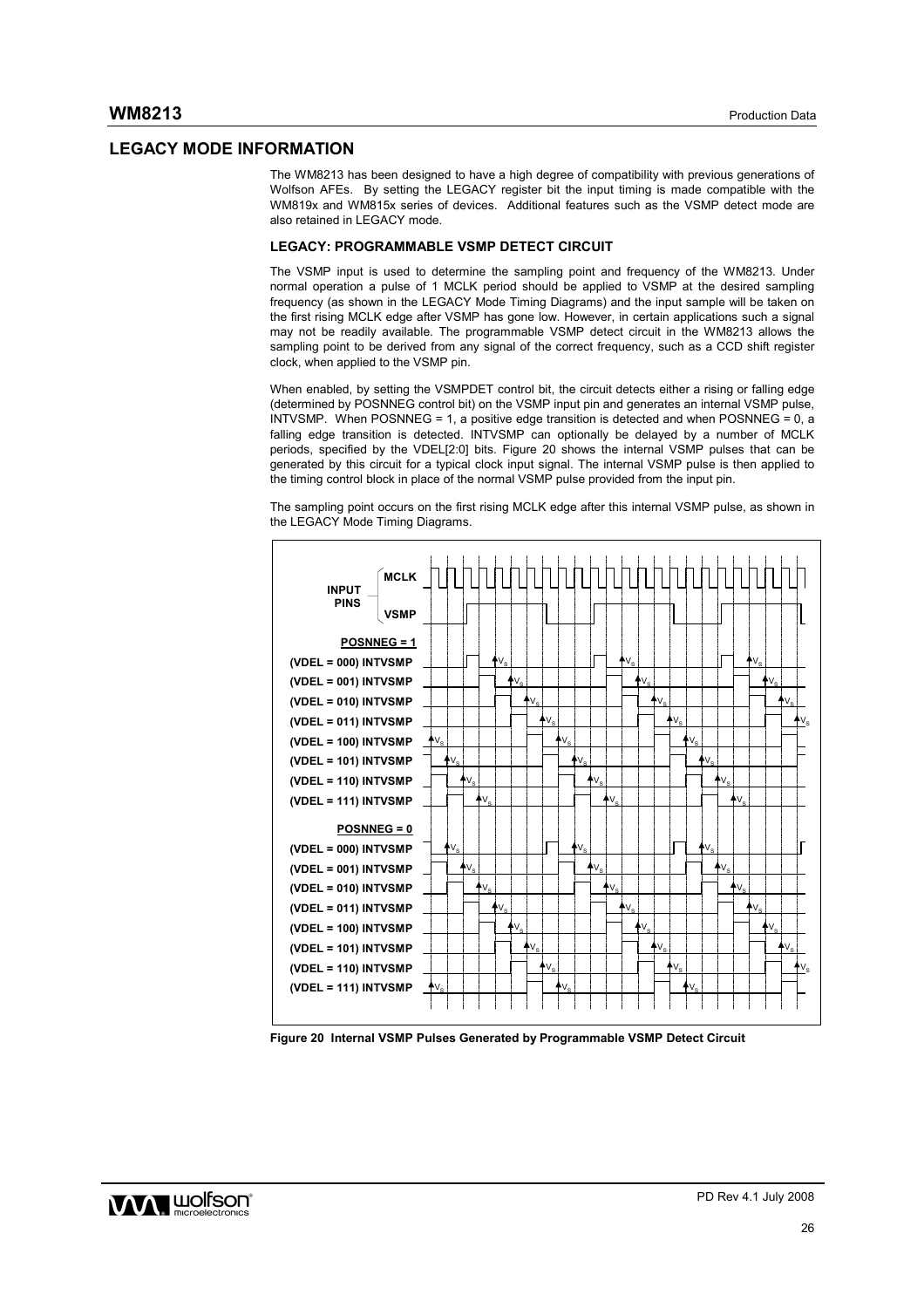## LEGACY MODE INFORMATION

The WM8213 has been designed to have a high degree of compatibility with previous generations of Wolfson AFEs. By setting the LEGACY register bit the input timing is made compatible with the WM819x and WM815x series of devices. Additional features such as the VSMP detect mode are also retained in LEGACY mode.

### LEGACY: PROGRAMMABLE VSMP DETECT CIRCUIT

The VSMP input is used to determine the sampling point and frequency of the WM8213. Under normal operation a pulse of 1 MCLK period should be applied to VSMP at the desired sampling frequency (as shown in the LEGACY Mode Timing Diagrams) and the input sample will be taken on the first rising MCLK edge after VSMP has gone low. However, in certain applications such a signal may not be readily available. The programmable VSMP detect circuit in the WM8213 allows the sampling point to be derived from any signal of the correct frequency, such as a CCD shift register clock, when applied to the VSMP pin.

When enabled, by setting the VSMPDET control bit, the circuit detects either a rising or falling edge (determined by POSNNEG control bit) on the VSMP input pin and generates an internal VSMP pulse, INTVSMP. When POSNNEG = 1, a positive edge transition is detected and when POSNNEG = 0, a falling edge transition is detected. INTVSMP can optionally be delayed by a number of MCLK periods, specified by the VDEL[2:0] bits. Figure 20 shows the internal VSMP pulses that can be generated by this circuit for a typical clock input signal. The internal VSMP pulse is then applied to the timing control block in place of the normal VSMP pulse provided from the input pin.

The sampling point occurs on the first rising MCLK edge after this internal VSMP pulse, as shown in the LEGACY Mode Timing Diagrams.

**Figure 20 Internal VSMP Pulses Generated by Programmable VSMP Detect Circuit**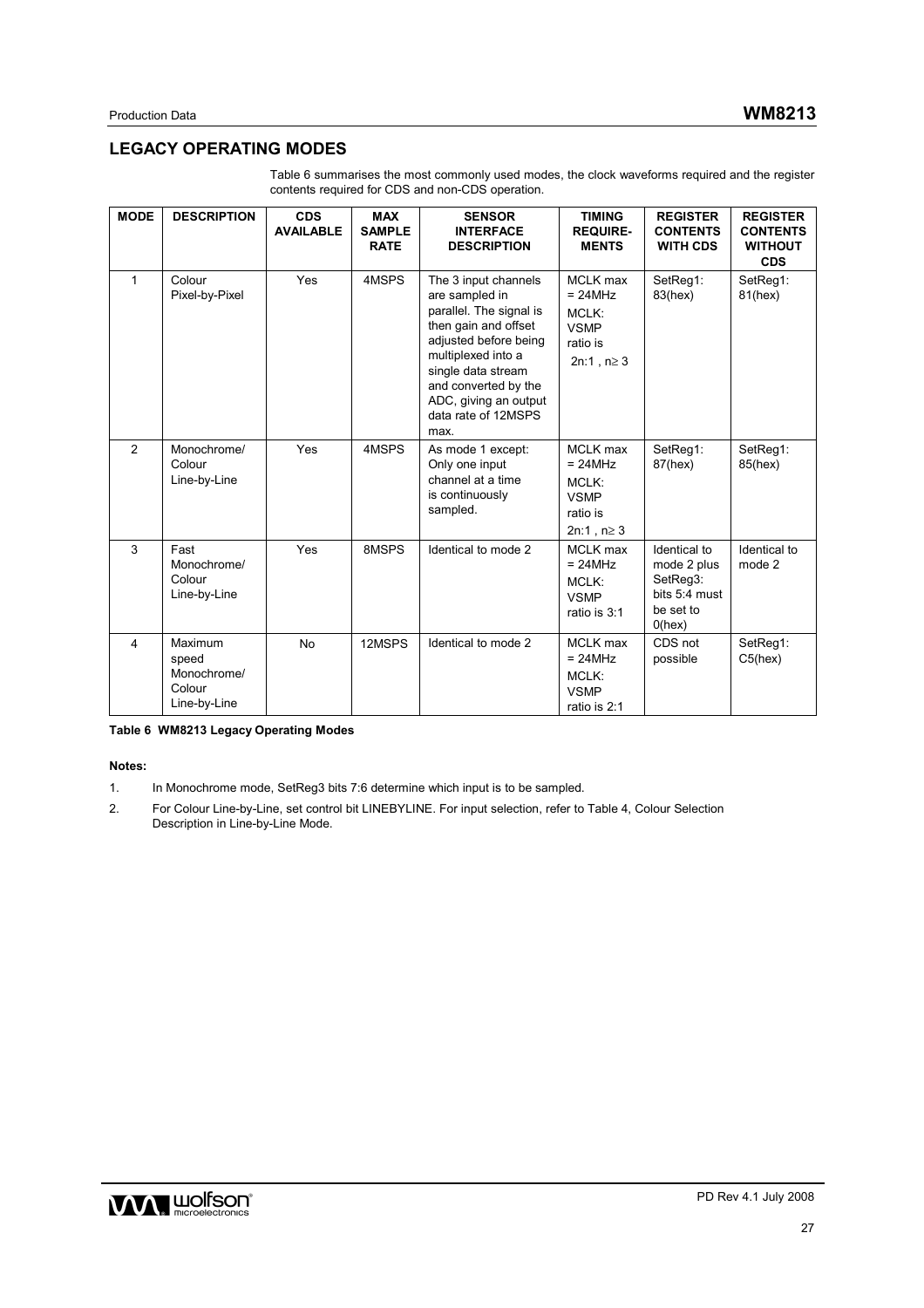## LEGACY OPERATING MODES

Table 6 summarises the most commonly used modes, the clock waveforms required and the register contents required for CDS and non-CDS operation.

| MODE | DESCRIPTION | CDS AVAILABLE | MAX SAMPLE RATE | SENSOR INTERFACE DESCRIPTION | TIMING REQUIRE-MENTS | REGISTER CONTENTS WITH CDS | REGISTER CONTENTS WITHOUT CDS |
|---|---|---|---|---|---|---|---|
| 1 | Colour Pixel-by-Pixel | Yes | 4MSPS | The 3 input channels are sampled in parallel. The signal is then gain and offset adjusted before being multiplexed into a single data stream and converted by the ADC, giving an output data rate of 12MSPS max. | MCLK max = 24MHz MCLK: VSMP ratio is 2n:1 , $n \geq 3$ | SetReg1: 83(hex) | SetReg1: 81(hex) |
| 2 | Monochrome/ Colour Line-by-Line | Yes | 4MSPS | As mode 1 except: Only one input channel at a time is continuously sampled. | MCLK max = 24MHz MCLK: VSMP ratio is 2n:1 , $n \geq 3$ | SetReg1: 87(hex) | SetReg1: 85(hex) |
| 3 | Fast Monochrome/ Colour Line-by-Line | Yes | 8MSPS | Identical to mode 2 | MCLK max = 24MHz MCLK: VSMP ratio is 3:1 | Identical to mode 2 plus SetReg3: bits 5:4 must be set to 0(hex) | Identical to mode 2 |
| 4 | Maximum speed Monochrome/ Colour Line-by-Line | No | 12MSPS | Identical to mode 2 | MCLK max = 24MHz MCLK: VSMP ratio is 2:1 | CDS not possible | SetReg1: C5(hex) |

**Table 6 WM8213 Legacy Operating Modes**

**Notes:**

1. In Monochrome mode, SetReg3 bits 7:6 determine which input is to be sampled.
2. For Colour Line-by-Line, set control bit LINEBYLINE. For input selection, refer to Table 4, Colour Selection Description in Line-by-Line Mode.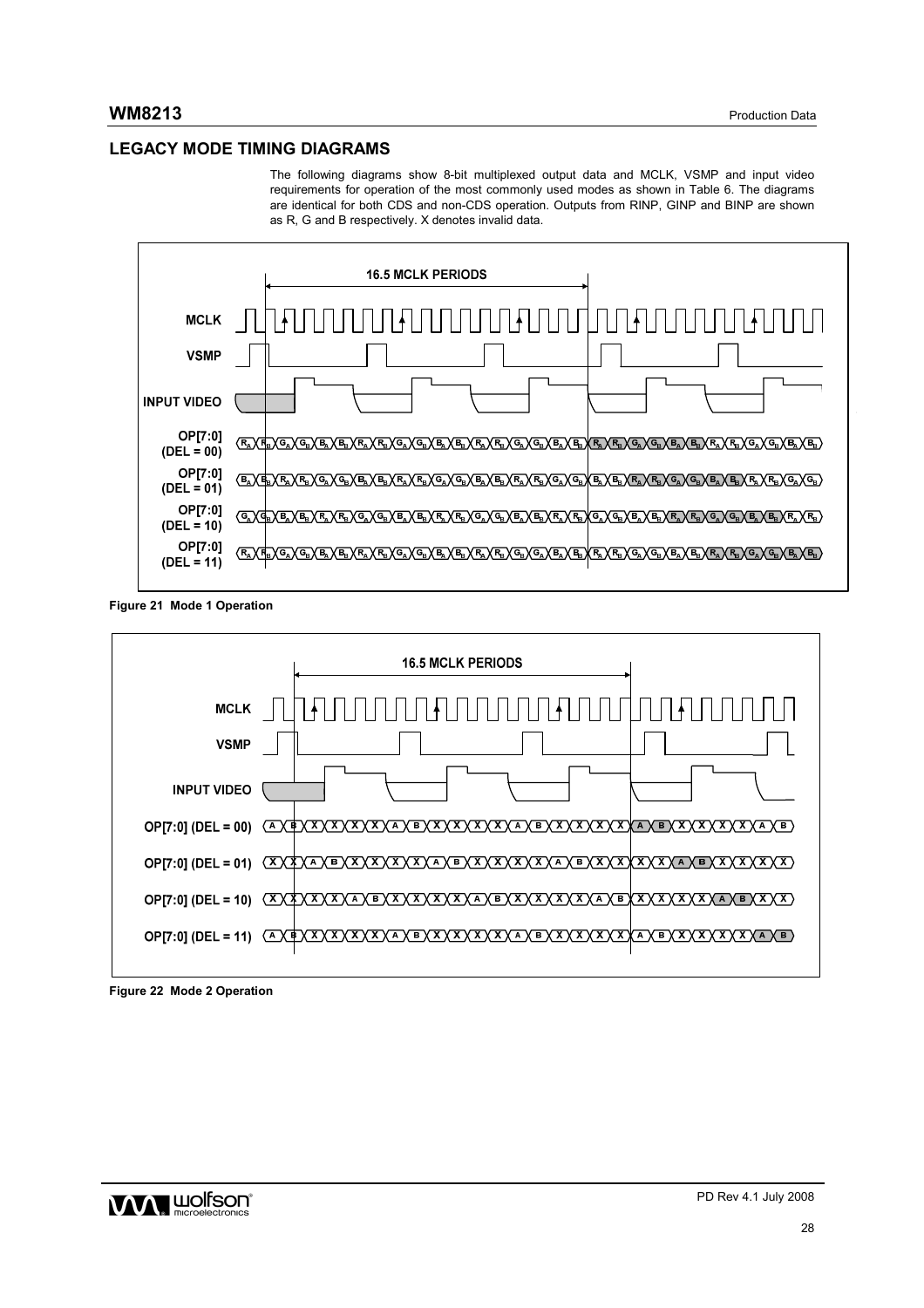## LEGACY MODE TIMING DIAGRAMS

The following diagrams show 8-bit multiplexed output data and MCLK, VSMP and input video requirements for operation of the most commonly used modes as shown in Table 6. The diagrams are identical for both CDS and non-CDS operation. Outputs from RINP, GINP and BINP are shown as R, G and B respectively. X denotes invalid data.

Figure 21 Mode 1 Operation

Figure 22 Mode 2 Operation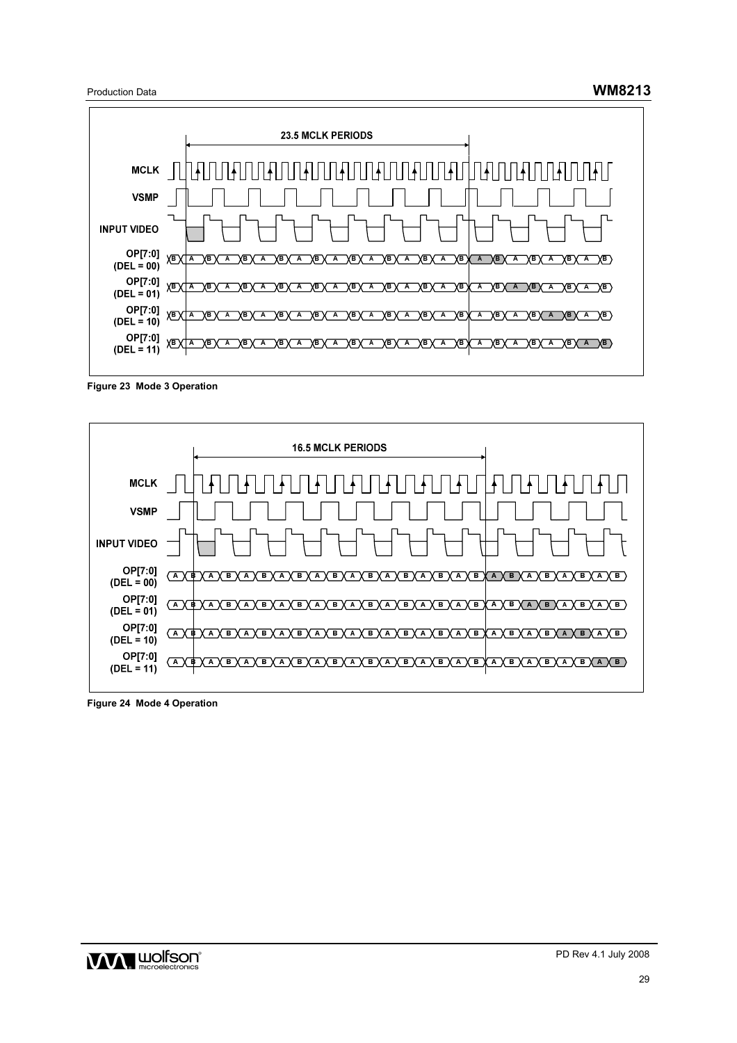23.5 MCLK PERIODS

MCLK

VSMP

INPUT VIDEO

OP[7:0] (DEL = 00)

OP[7:0] (DEL = 01)

OP[7:0] (DEL = 10)

OP[7:0] (DEL = 11)

**Figure 23 Mode 3 Operation**

16.5 MCLK PERIODS

MCLK

VSMP

INPUT VIDEO

OP[7:0] (DEL = 00)

OP[7:0] (DEL = 01)

OP[7:0] (DEL = 10)

OP[7:0] (DEL = 11)

**Figure 24 Mode 4 Operation**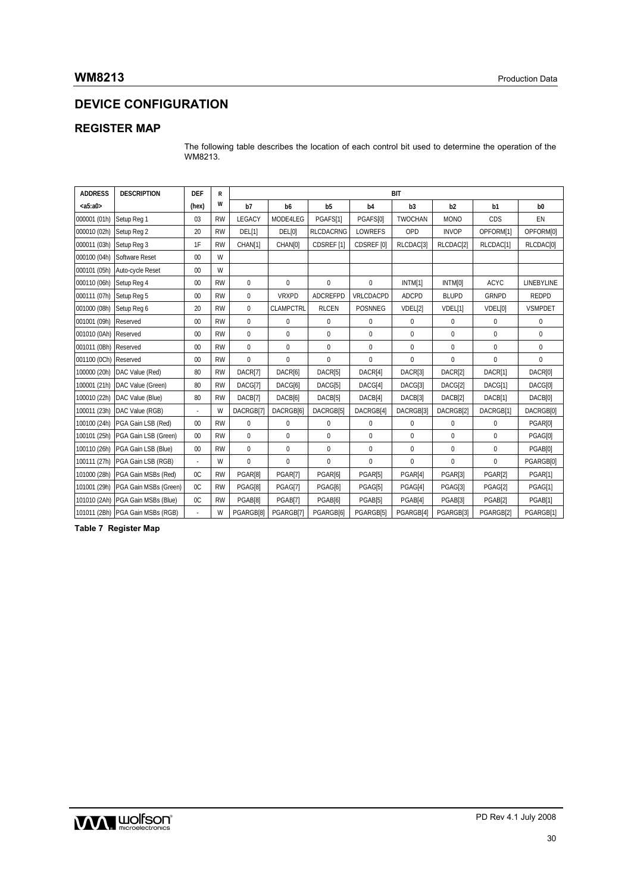## DEVICE CONFIGURATION

### REGISTER MAP

The following table describes the location of each control bit used to determine the operation of the WM8213.

| ADDRESS | DESCRIPTION | DEF | RW | BIT | | | | | | | |
|---|---|---|---|---|---|---|---|---|---|---|---|
| <a5:a0> | | (hex) | | b7 | b6 | b5 | b4 | b3 | b2 | b1 | b0 |
| 000001 (01h) | Setup Reg 1 | 03 | RW | LEGACY | MODE4LEG | PGAFS[1] | PGAFS[0] | TWOCHAN | MONO | CDS | EN |
| 000010 (02h) | Setup Reg 2 | 20 | RW | DEL[1] | DEL[0] | RLCDACRNG | LOWREFS | OPD | INVOP | OPFORM[1] | OPFORM[0] |
| 000011 (03h) | Setup Reg 3 | 1F | RW | CHAN[1] | CHAN[0] | CDSREF [1] | CDSREF [0] | RLCDAC[3] | RLCDAC[2] | RLCDAC[1] | RLCDAC[0] |
| 000100 (04h) | Software Reset | 00 | W | | | | | | | | |
| 000101 (05h) | Auto-cycle Reset | 00 | W | | | | | | | | |
| 000110 (06h) | Setup Reg 4 | 00 | RW | 0 | 0 | 0 | 0 | INTM[1] | INTM[0] | ACYC | LINEBYLINE |
| 000111 (07h) | Setup Reg 5 | 00 | RW | 0 | VRXPD | ADCREFPD | VRLCDACPD | ADCPD | BLUPD | GRNPD | REDPD |
| 001000 (08h) | Setup Reg 6 | 20 | RW | 0 | CLAMPCTRL | RLCEN | POSNNEG | VDEL[2] | VDEL[1] | VDEL[0] | VSMPDET |
| 001001 (09h) | Reserved | 00 | RW | 0 | 0 | 0 | 0 | 0 | 0 | 0 | 0 |
| 001010 (0Ah) | Reserved | 00 | RW | 0 | 0 | 0 | 0 | 0 | 0 | 0 | 0 |
| 001011 (0Bh) | Reserved | 00 | RW | 0 | 0 | 0 | 0 | 0 | 0 | 0 | 0 |
| 001100 (0Ch) | Reserved | 00 | RW | 0 | 0 | 0 | 0 | 0 | 0 | 0 | 0 |
| 100000 (20h) | DAC Value (Red) | 80 | RW | DACR[7] | DACR[6] | DACR[5] | DACR[4] | DACR[3] | DACR[2] | DACR[1] | DACR[0] |
| 100001 (21h) | DAC Value (Green) | 80 | RW | DACG[7] | DACG[6] | DACG[5] | DACG[4] | DACG[3] | DACG[2] | DACG[1] | DACG[0] |
| 100010 (22h) | DAC Value (Blue) | 80 | RW | DACB[7] | DACB[6] | DACB[5] | DACB[4] | DACB[3] | DACB[2] | DACB[1] | DACB[0] |
| 100011 (23h) | DAC Value (RGB) | - | W | DACRGB[7] | DACRGB[6] | DACRGB[5] | DACRGB[4] | DACRGB[3] | DACRGB[2] | DACRGB[1] | DACRGB[0] |
| 100100 (24h) | PGA Gain LSB (Red) | 00 | RW | 0 | 0 | 0 | 0 | 0 | 0 | 0 | PGAR[0] |
| 100101 (25h) | PGA Gain LSB (Green) | 00 | RW | 0 | 0 | 0 | 0 | 0 | 0 | 0 | PGAG[0] |
| 100110 (26h) | PGA Gain LSB (Blue) | 00 | RW | 0 | 0 | 0 | 0 | 0 | 0 | 0 | PGAB[0] |
| 100111 (27h) | PGA Gain LSB (RGB) | - | W | 0 | 0 | 0 | 0 | 0 | 0 | 0 | PGARGB[0] |
| 101000 (28h) | PGA Gain MSBs (Red) | 0C | RW | PGAR[8] | PGAR[7] | PGAR[6] | PGAR[5] | PGAR[4] | PGAR[3] | PGAR[2] | PGAR[1] |
| 101001 (29h) | PGA Gain MSBs (Green) | 0C | RW | PGAG[8] | PGAG[7] | PGAG[6] | PGAG[5] | PGAG[4] | PGAG[3] | PGAG[2] | PGAG[1] |
| 101010 (2Ah) | PGA Gain MSBs (Blue) | 0C | RW | PGAB[8] | PGAB[7] | PGAB[6] | PGAB[5] | PGAB[4] | PGAB[3] | PGAB[2] | PGAB[1] |
| 101011 (2Bh) | PGA Gain MSBs (RGB) | - | W | PGARGB[8] | PGARGB[7] | PGARGB[6] | PGARGB[5] | PGARGB[4] | PGARGB[3] | PGARGB[2] | PGARGB[1] |

**Table 7 Register Map**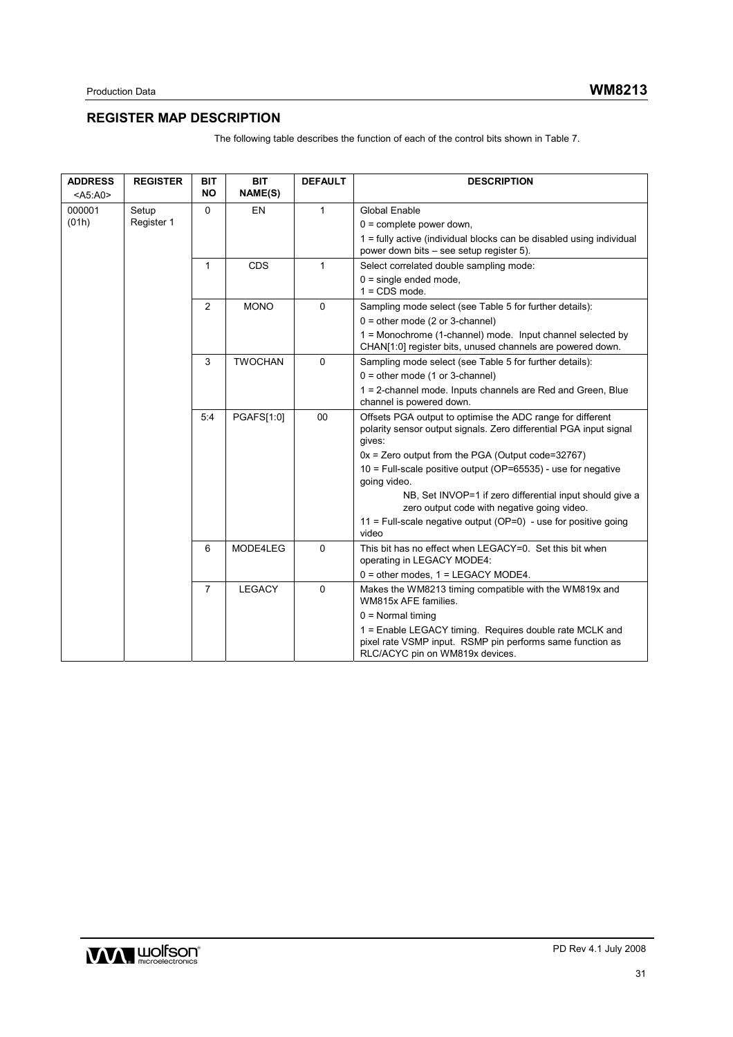## REGISTER MAP DESCRIPTION

The following table describes the function of each of the control bits shown in Table 7.

| ADDRESS <A5:A0> | REGISTER | BIT NO | BIT NAME(S) | DEFAULT | DESCRIPTION |
|---|---|---|---|---|---|
| 000001 (01h) | Setup Register 1 | 0 | EN | 1 | Global Enable<br>0 = complete power down,<br>1 = fully active (individual blocks can be disabled using individual power down bits – see setup register 5). |
| | | 1 | CDS | 1 | Select correlated double sampling mode:<br>0 = single ended mode,<br>1 = CDS mode. |
| | | 2 | MONO | 0 | Sampling mode select (see Table 5 for further details):<br>0 = other mode (2 or 3-channel)<br>1 = Monochrome (1-channel) mode. Input channel selected by CHAN[1:0] register bits, unused channels are powered down. |
| | | 3 | TWOCHAN | 0 | Sampling mode select (see Table 5 for further details):<br>0 = other mode (1 or 3-channel)<br>1 = 2-channel mode. Inputs channels are Red and Green, Blue channel is powered down. |
| | | 5:4 | PGAFS[1:0] | 00 | Offsets PGA output to optimise the ADC range for different polarity sensor output signals. Zero differential PGA input signal gives:<br>0x = Zero output from the PGA (Output code=32767)<br>10 = Full-scale positive output (OP=65535) - use for negative going video.<br>NB, Set INVOP=1 if zero differential input should give a zero output code with negative going video.<br>11 = Full-scale negative output (OP=0) - use for positive going video |
| | | 6 | MODE4LEG | 0 | This bit has no effect when LEGACY=0. Set this bit when operating in LEGACY MODE4:<br>0 = other modes, 1 = LEGACY MODE4. |
| | | 7 | LEGACY | 0 | Makes the WM8213 timing compatible with the WM819x and WM815x AFE families.<br>0 = Normal timing<br>1 = Enable LEGACY timing. Requires double rate MCLK and pixel rate VSMP input. RSMP pin performs same function as RLC/ACYC pin on WM819x devices. |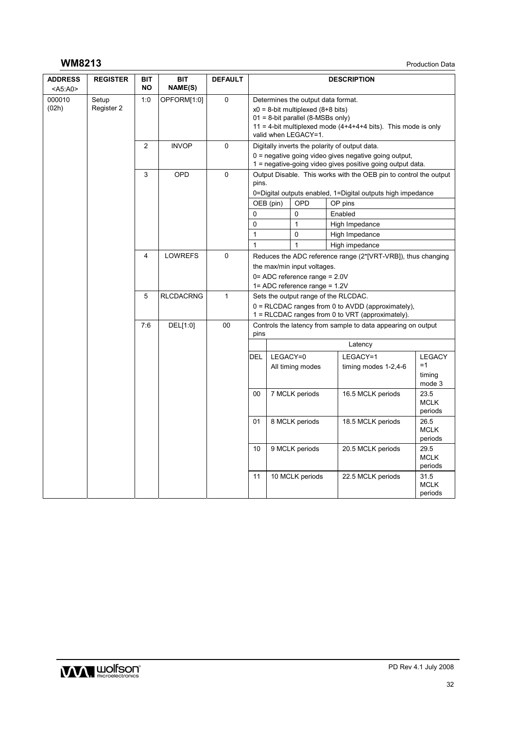| ADDRESS <A5:A0> | REGISTER | BIT NO | BIT NAME(S) | DEFAULT | DESCRIPTION |
|---|---|---|---|---|---|
| 000010 (02h) | Setup Register 2 | 1:0 | OPFORM[1:0] | 0 | Determines the output data format.<br>x0 = 8-bit multiplexed (8+8 bits)<br>01 = 8-bit parallel (8-MSBs only)<br>11 = 4-bit multiplexed mode (4+4+4+4 bits). This mode is only valid when LEGACY=1. |
| | | 2 | INVOP | 0 | Digitally inverts the polarity of output data.<br>0 = negative going video gives negative going output,<br>1 = negative-going video gives positive going output data. |
| | | 3 | OPD | 0 | Output Disable. This works with the OEB pin to control the output pins.<br>0=Digital outputs enabled, 1=Digital outputs high impedance<br>OEB (pin) / OPD / OP pins:<br>0 / 0 / Enabled<br>0 / 1 / High Impedance<br>1 / 0 / High Impedance<br>1 / 1 / High impedance |
| | | 4 | LOWREFS | 0 | Reduces the ADC reference range (2*[VRT-VRB]), thus changing the max/min input voltages.<br>0= ADC reference range = 2.0V<br>1= ADC reference range = 1.2V |
| | | 5 | RLCDACRNG | 1 | Sets the output range of the RLCDAC.<br>0 = RLCDAC ranges from 0 to AVDD (approximately),<br>1 = RLCDAC ranges from 0 to VRT (approximately). |
| | | 7:6 | DEL[1:0] | 00 | Controls the latency from sample to data appearing on output pins<br>Latency — DEL / LEGACY=0 All timing modes / LEGACY=1 timing modes 1-2,4-6 / LEGACY =1 timing mode 3:<br>00 / 7 MCLK periods / 16.5 MCLK periods / 23.5 MCLK periods<br>01 / 8 MCLK periods / 18.5 MCLK periods / 26.5 MCLK periods<br>10 / 9 MCLK periods / 20.5 MCLK periods / 29.5 MCLK periods<br>11 / 10 MCLK periods / 22.5 MCLK periods / 31.5 MCLK periods |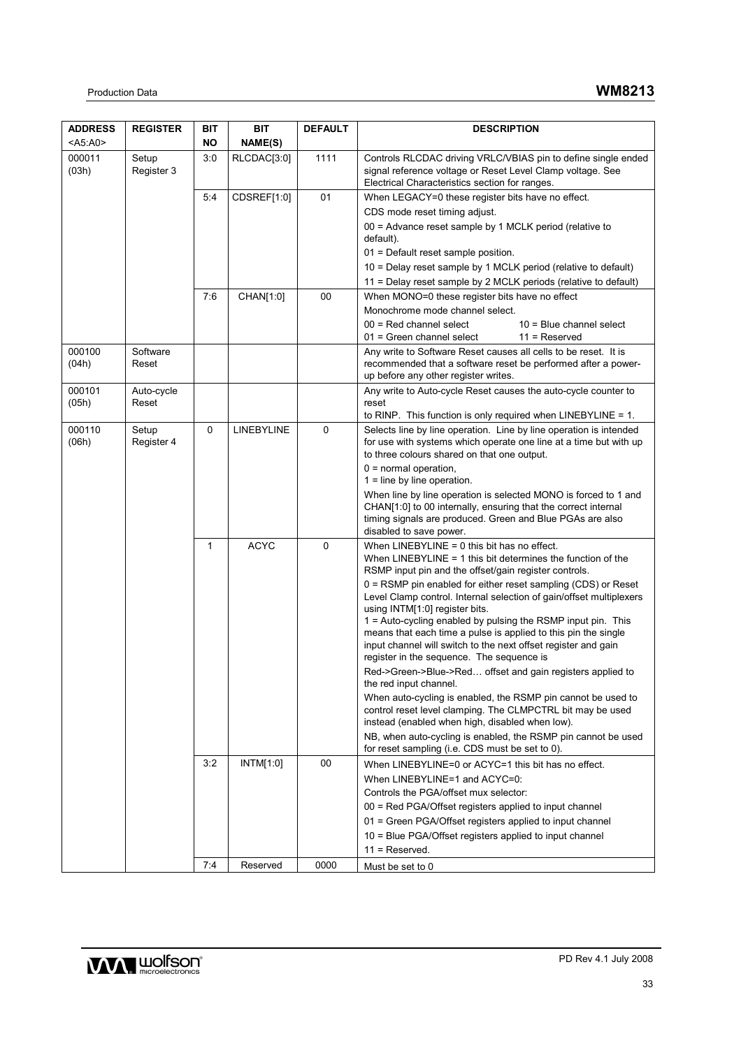| ADDRESS <A5:A0> | REGISTER | BIT NO | BIT NAME(S) | DEFAULT | DESCRIPTION |
|---|---|---|---|---|---|
| 000011 (03h) | Setup Register 3 | 3:0 | RLCDAC[3:0] | 1111 | Controls RLCDAC driving VRLC/VBIAS pin to define single ended signal reference voltage or Reset Level Clamp voltage. See Electrical Characteristics section for ranges. |
| | | 5:4 | CDSREF[1:0] | 01 | When LEGACY=0 these register bits have no effect.<br>CDS mode reset timing adjust.<br>00 = Advance reset sample by 1 MCLK period (relative to default).<br>01 = Default reset sample position.<br>10 = Delay reset sample by 1 MCLK period (relative to default)<br>11 = Delay reset sample by 2 MCLK periods (relative to default) |
| | | 7:6 | CHAN[1:0] | 00 | When MONO=0 these register bits have no effect<br>Monochrome mode channel select.<br>00 = Red channel select<br>01 = Green channel select<br>10 = Blue channel select<br>11 = Reserved |
| 000100 (04h) | Software Reset | | | | Any write to Software Reset causes all cells to be reset. It is recommended that a software reset be performed after a power-up before any other register writes. |
| 000101 (05h) | Auto-cycle Reset | | | | Any write to Auto-cycle Reset causes the auto-cycle counter to reset<br>to RINP. This function is only required when LINEBYLINE = 1. |
| 000110 (06h) | Setup Register 4 | 0 | LINEBYLINE | 0 | Selects line by line operation. Line by line operation is intended for use with systems which operate one line at a time but with up to three colours shared on that one output.<br>0 = normal operation,<br>1 = line by line operation.<br>When line by line operation is selected MONO is forced to 1 and CHAN[1:0] to 00 internally, ensuring that the correct internal timing signals are produced. Green and Blue PGAs are also disabled to save power. |
| | | 1 | ACYC | 0 | When LINEBYLINE = 0 this bit has no effect.<br>When LINEBYLINE = 1 this bit determines the function of the RSMP input pin and the offset/gain register controls.<br>0 = RSMP pin enabled for either reset sampling (CDS) or Reset Level Clamp control. Internal selection of gain/offset multiplexers using INTM[1:0] register bits.<br>1 = Auto-cycling enabled by pulsing the RSMP input pin. This means that each time a pulse is applied to this pin the single input channel will switch to the next offset register and gain register in the sequence. The sequence is<br>Red->Green->Blue->Red… offset and gain registers applied to the red input channel.<br>When auto-cycling is enabled, the RSMP pin cannot be used to control reset level clamping. The CLMPCTRL bit may be used instead (enabled when high, disabled when low).<br>NB, when auto-cycling is enabled, the RSMP pin cannot be used for reset sampling (i.e. CDS must be set to 0). |
| | | 3:2 | INTM[1:0] | 00 | When LINEBYLINE=0 or ACYC=1 this bit has no effect.<br>When LINEBYLINE=1 and ACYC=0:<br>Controls the PGA/offset mux selector:<br>00 = Red PGA/Offset registers applied to input channel<br>01 = Green PGA/Offset registers applied to input channel<br>10 = Blue PGA/Offset registers applied to input channel<br>11 = Reserved. |
| | | 7:4 | Reserved | 0000 | Must be set to 0 |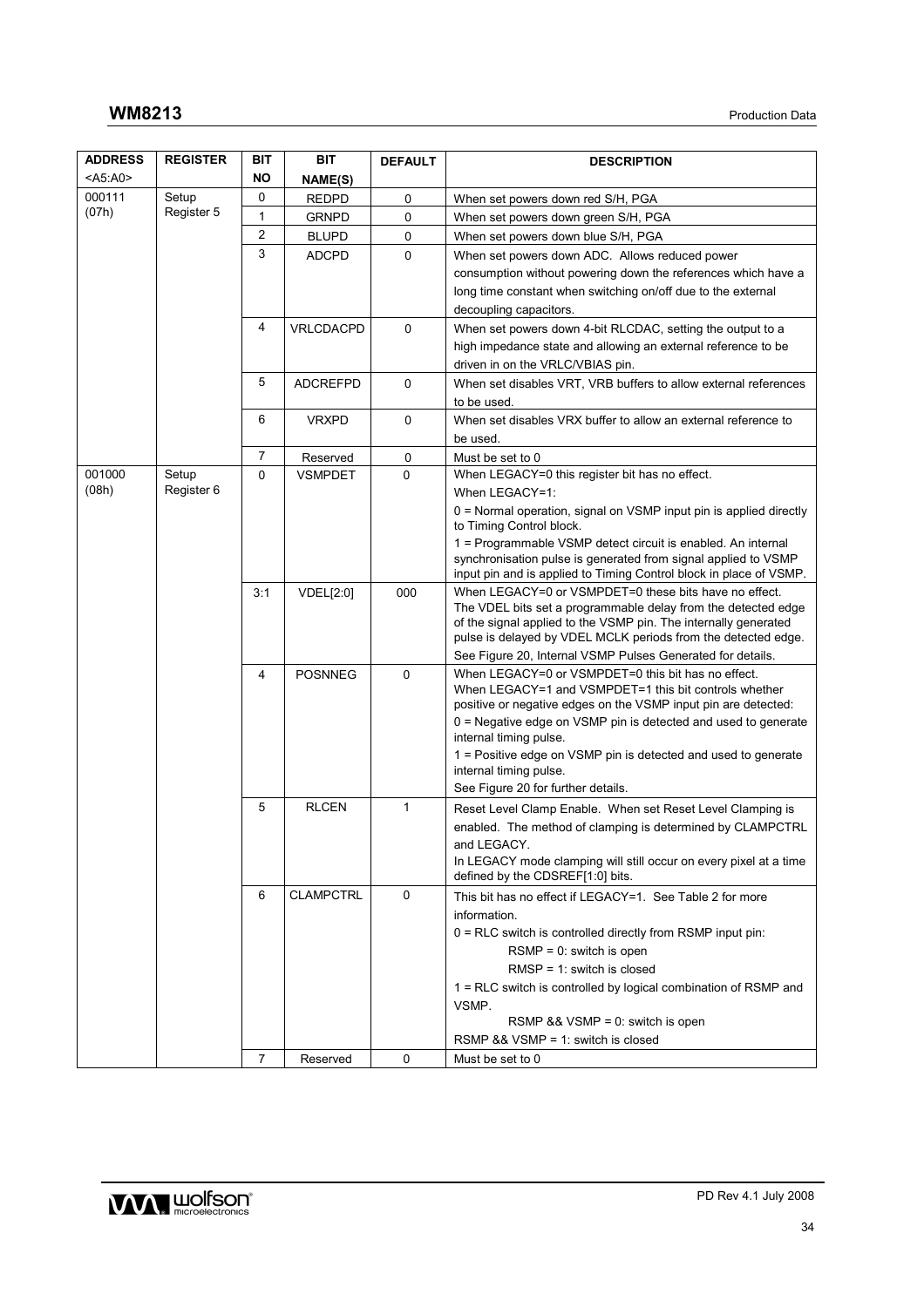| ADDRESS <A5:A0> | REGISTER | BIT NO | BIT NAME(S) | DEFAULT | DESCRIPTION |
|---|---|---|---|---|---|
| 000111 (07h) | Setup Register 5 | 0 | REDPD | 0 | When set powers down red S/H, PGA |
| | | 1 | GRNPD | 0 | When set powers down green S/H, PGA |
| | | 2 | BLUPD | 0 | When set powers down blue S/H, PGA |
| | | 3 | ADCPD | 0 | When set powers down ADC. Allows reduced power consumption without powering down the references which have a long time constant when switching on/off due to the external decoupling capacitors. |
| | | 4 | VRLCDACPD | 0 | When set powers down 4-bit RLCDAC, setting the output to a high impedance state and allowing an external reference to be driven in on the VRLC/VBIAS pin. |
| | | 5 | ADCREFPD | 0 | When set disables VRT, VRB buffers to allow external references to be used. |
| | | 6 | VRXPD | 0 | When set disables VRX buffer to allow an external reference to be used. |
| | | 7 | Reserved | 0 | Must be set to 0 |
| 001000 (08h) | Setup Register 6 | 0 | VSMPDET | 0 | When LEGACY=0 this register bit has no effect.<br>When LEGACY=1:<br>0 = Normal operation, signal on VSMP input pin is applied directly to Timing Control block.<br>1 = Programmable VSMP detect circuit is enabled. An internal synchronisation pulse is generated from signal applied to VSMP input pin and is applied to Timing Control block in place of VSMP. |
| | | 3:1 | VDEL[2:0] | 000 | When LEGACY=0 or VSMPDET=0 these bits have no effect.<br>The VDEL bits set a programmable delay from the detected edge of the signal applied to the VSMP pin. The internally generated pulse is delayed by VDEL MCLK periods from the detected edge.<br>See Figure 20, Internal VSMP Pulses Generated for details. |
| | | 4 | POSNNEG | 0 | When LEGACY=0 or VSMPDET=0 this bit has no effect.<br>When LEGACY=1 and VSMPDET=1 this bit controls whether positive or negative edges on the VSMP input pin are detected:<br>0 = Negative edge on VSMP pin is detected and used to generate internal timing pulse.<br>1 = Positive edge on VSMP pin is detected and used to generate internal timing pulse.<br>See Figure 20 for further details. |
| | | 5 | RLCEN | 1 | Reset Level Clamp Enable. When set Reset Level Clamping is enabled. The method of clamping is determined by CLAMPCTRL and LEGACY.<br>In LEGACY mode clamping will still occur on every pixel at a time defined by the CDSREF[1:0] bits. |
| | | 6 | CLAMPCTRL | 0 | This bit has no effect if LEGACY=1. See Table 2 for more information.<br>0 = RLC switch is controlled directly from RSMP input pin:<br>RSMP = 0: switch is open<br>RMSP = 1: switch is closed<br>1 = RLC switch is controlled by logical combination of RSMP and VSMP.<br>RSMP && VSMP = 0: switch is open<br>RSMP && VSMP = 1: switch is closed |
| | | 7 | Reserved | 0 | Must be set to 0 |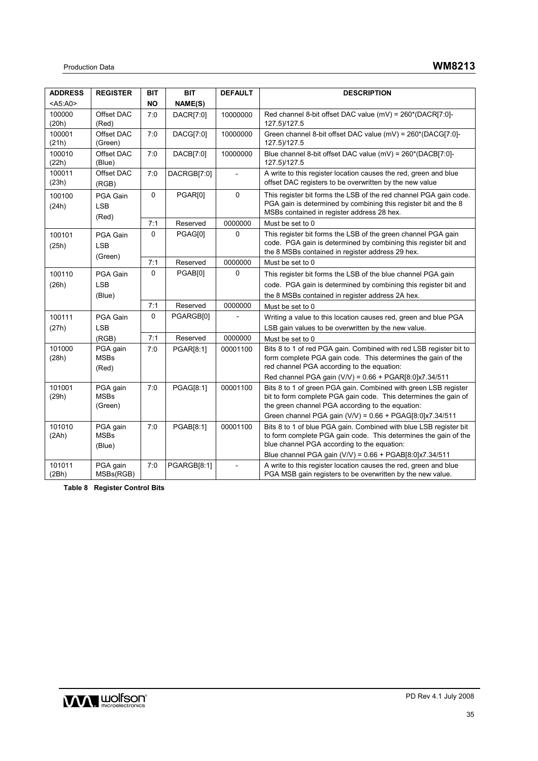| ADDRESS <A5:A0> | REGISTER | BIT NO | BIT NAME(S) | DEFAULT | DESCRIPTION |
|---|---|---|---|---|---|
| 100000 (20h) | Offset DAC (Red) | 7:0 | DACR[7:0] | 10000000 | Red channel 8-bit offset DAC value (mV) = 260*(DACR[7:0]-127.5)/127.5 |
| 100001 (21h) | Offset DAC (Green) | 7:0 | DACG[7:0] | 10000000 | Green channel 8-bit offset DAC value (mV) = 260*(DACG[7:0]-127.5)/127.5 |
| 100010 (22h) | Offset DAC (Blue) | 7:0 | DACB[7:0] | 10000000 | Blue channel 8-bit offset DAC value (mV) = 260*(DACB[7:0]-127.5)/127.5 |
| 100011 (23h) | Offset DAC (RGB) | 7:0 | DACRGB[7:0] | - | A write to this register location causes the red, green and blue offset DAC registers to be overwritten by the new value |
| 100100 (24h) | PGA Gain LSB (Red) | 0 | PGAR[0] | 0 | This register bit forms the LSB of the red channel PGA gain code. PGA gain is determined by combining this register bit and the 8 MSBs contained in register address 28 hex. |
| | | 7:1 | Reserved | 0000000 | Must be set to 0 |
| 100101 (25h) | PGA Gain LSB (Green) | 0 | PGAG[0] | 0 | This register bit forms the LSB of the green channel PGA gain code. PGA gain is determined by combining this register bit and the 8 MSBs contained in register address 29 hex. |
| | | 7:1 | Reserved | 0000000 | Must be set to 0 |
| 100110 (26h) | PGA Gain LSB (Blue) | 0 | PGAB[0] | 0 | This register bit forms the LSB of the blue channel PGA gain code. PGA gain is determined by combining this register bit and the 8 MSBs contained in register address 2A hex. |
| | | 7:1 | Reserved | 0000000 | Must be set to 0 |
| 100111 (27h) | PGA Gain LSB (RGB) | 0 | PGARGB[0] | - | Writing a value to this location causes red, green and blue PGA LSB gain values to be overwritten by the new value. |
| | | 7:1 | Reserved | 0000000 | Must be set to 0 |
| 101000 (28h) | PGA gain MSBs (Red) | 7:0 | PGAR[8:1] | 00001100 | Bits 8 to 1 of red PGA gain. Combined with red LSB register bit to form complete PGA gain code. This determines the gain of the red channel PGA according to the equation:<br>Red channel PGA gain (V/V) = 0.66 + PGAR[8:0]x7.34/511 |
| 101001 (29h) | PGA gain MSBs (Green) | 7:0 | PGAG[8:1] | 00001100 | Bits 8 to 1 of green PGA gain. Combined with green LSB register bit to form complete PGA gain code. This determines the gain of the green channel PGA according to the equation:<br>Green channel PGA gain (V/V) = 0.66 + PGAG[8:0]x7.34/511 |
| 101010 (2Ah) | PGA gain MSBs (Blue) | 7:0 | PGAB[8:1] | 00001100 | Bits 8 to 1 of blue PGA gain. Combined with blue LSB register bit to form complete PGA gain code. This determines the gain of the blue channel PGA according to the equation:<br>Blue channel PGA gain (V/V) = 0.66 + PGAB[8:0]x7.34/511 |
| 101011 (2Bh) | PGA gain MSBs(RGB) | 7:0 | PGARGB[8:1] | - | A write to this register location causes the red, green and blue PGA MSB gain registers to be overwritten by the new value. |

**Table 8 Register Control Bits**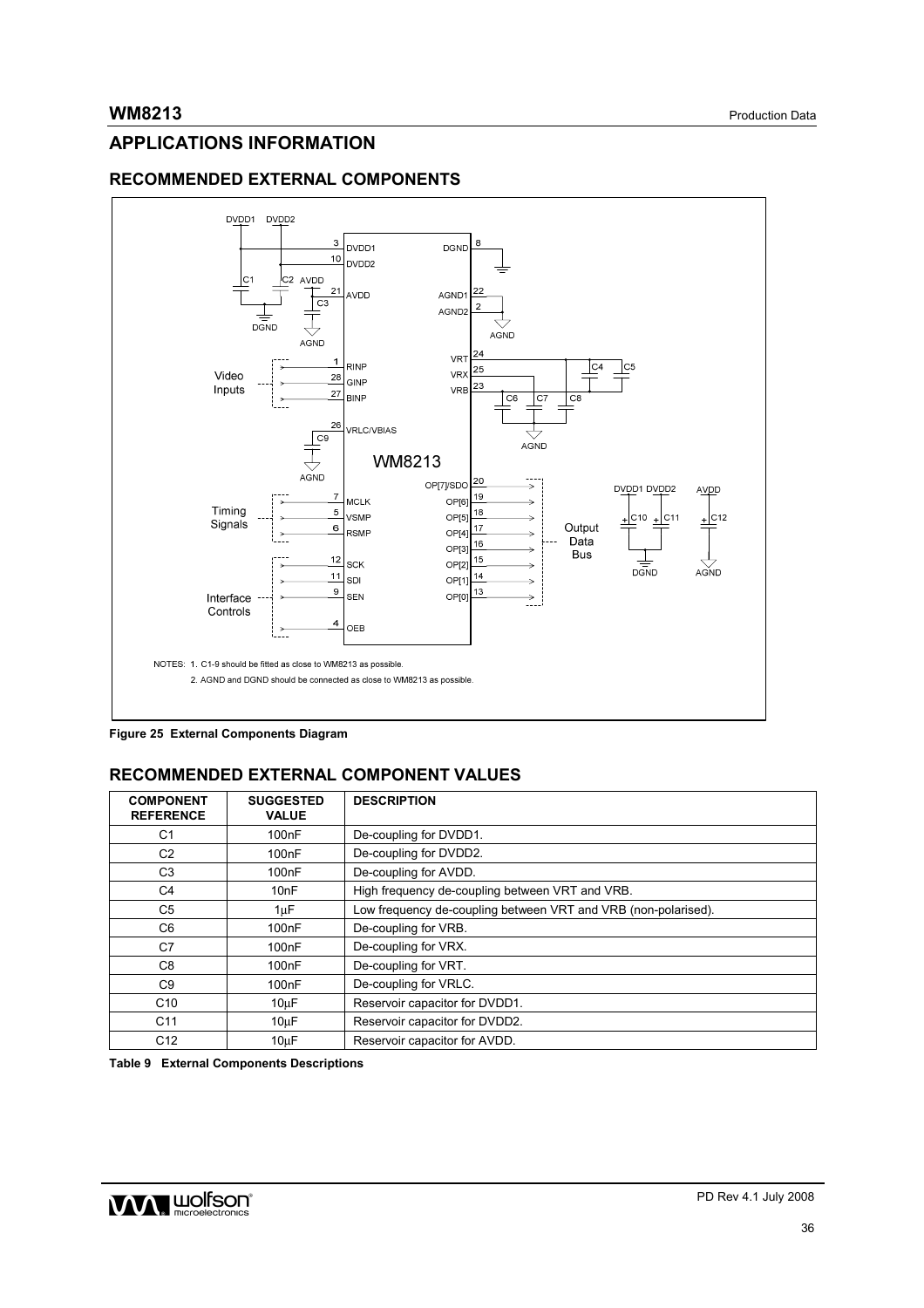## APPLICATIONS INFORMATION

### RECOMMENDED EXTERNAL COMPONENTS

NOTES: 1. C1-9 should be fitted as close to WM8213 as possible.

2. AGND and DGND should be connected as close to WM8213 as possible.

**Figure 25 External Components Diagram**

### RECOMMENDED EXTERNAL COMPONENT VALUES

| COMPONENT REFERENCE | SUGGESTED VALUE | DESCRIPTION |
|---|---|---|
| C1 | 100nF | De-coupling for DVDD1. |
| C2 | 100nF | De-coupling for DVDD2. |
| C3 | 100nF | De-coupling for AVDD. |
| C4 | 10nF | High frequency de-coupling between VRT and VRB. |
| C5 | 1μF | Low frequency de-coupling between VRT and VRB (non-polarised). |
| C6 | 100nF | De-coupling for VRB. |
| C7 | 100nF | De-coupling for VRX. |
| C8 | 100nF | De-coupling for VRT. |
| C9 | 100nF | De-coupling for VRLC. |
| C10 | 10μF | Reservoir capacitor for DVDD1. |
| C11 | 10μF | Reservoir capacitor for DVDD2. |
| C12 | 10μF | Reservoir capacitor for AVDD. |

**Table 9 External Components Descriptions**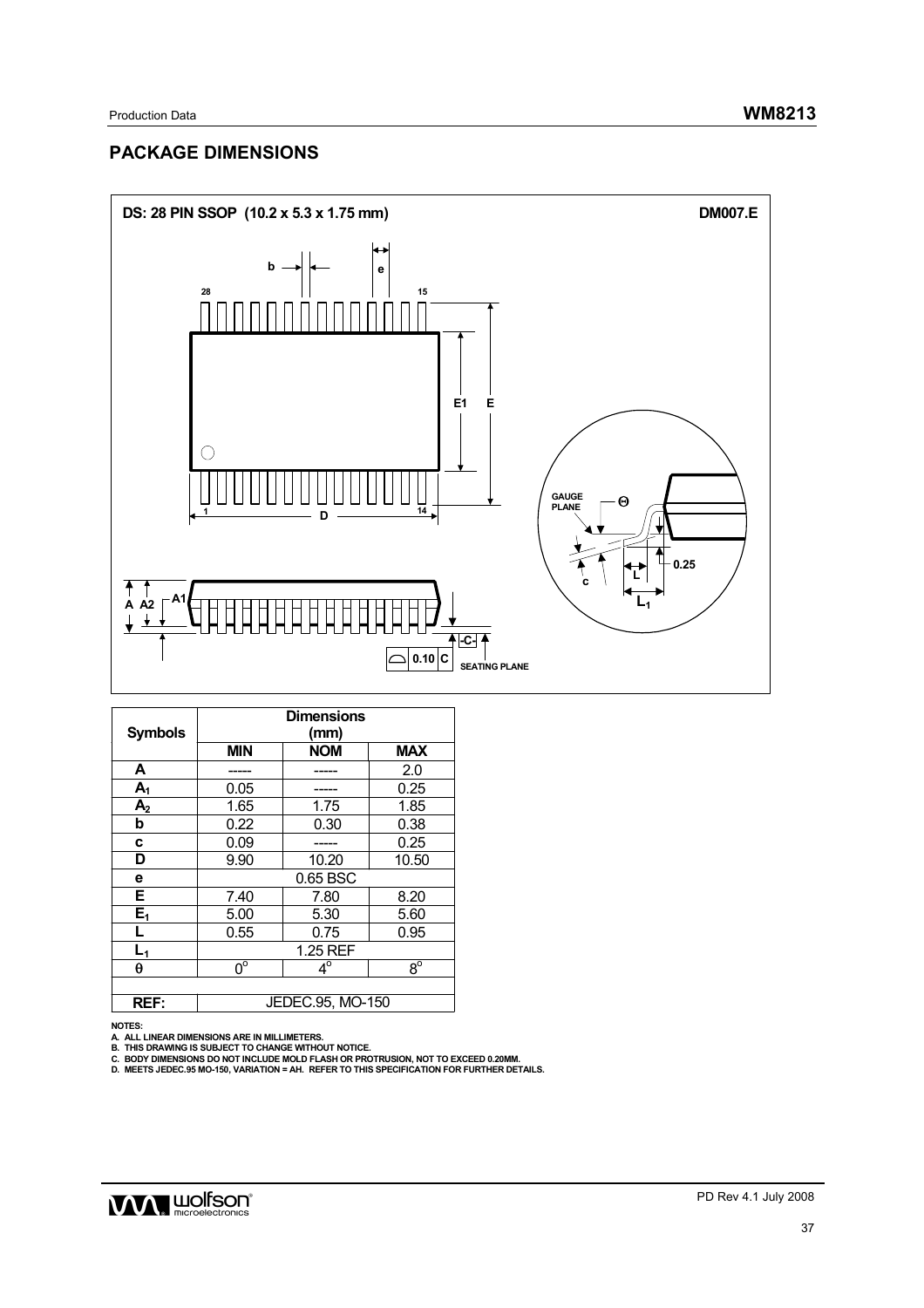## PACKAGE DIMENSIONS

**DS: 28 PIN SSOP (10.2 x 5.3 x 1.75 mm)** **DM007.E**

| Symbols | Dimensions (mm) | | |
|---|---|---|---|
| | **MIN** | **NOM** | **MAX** |
| **A** | ----- | ----- | 2.0 |
| **$A_1$** | 0.05 | ----- | 0.25 |
| **$A_2$** | 1.65 | 1.75 | 1.85 |
| **b** | 0.22 | 0.30 | 0.38 |
| **c** | 0.09 | ----- | 0.25 |
| **D** | 9.90 | 10.20 | 10.50 |
| **e** | | 0.65 BSC | |
| **E** | 7.40 | 7.80 | 8.20 |
| **$E_1$** | 5.00 | 5.30 | 5.60 |
| **L** | 0.55 | 0.75 | 0.95 |
| **$L_1$** | | 1.25 REF | |
| **θ** | $0^{\circ}$ | $4^{\circ}$ | $8^{\circ}$ |
| | | | |
| **REF:** | | JEDEC.95, MO-150 | |

**NOTES:**
A. ALL LINEAR DIMENSIONS ARE IN MILLIMETERS.
B. THIS DRAWING IS SUBJECT TO CHANGE WITHOUT NOTICE.
C. BODY DIMENSIONS DO NOT INCLUDE MOLD FLASH OR PROTRUSION, NOT TO EXCEED 0.20MM.
D. MEETS JEDEC.95 MO-150, VARIATION = AH. REFER TO THIS SPECIFICATION FOR FURTHER DETAILS.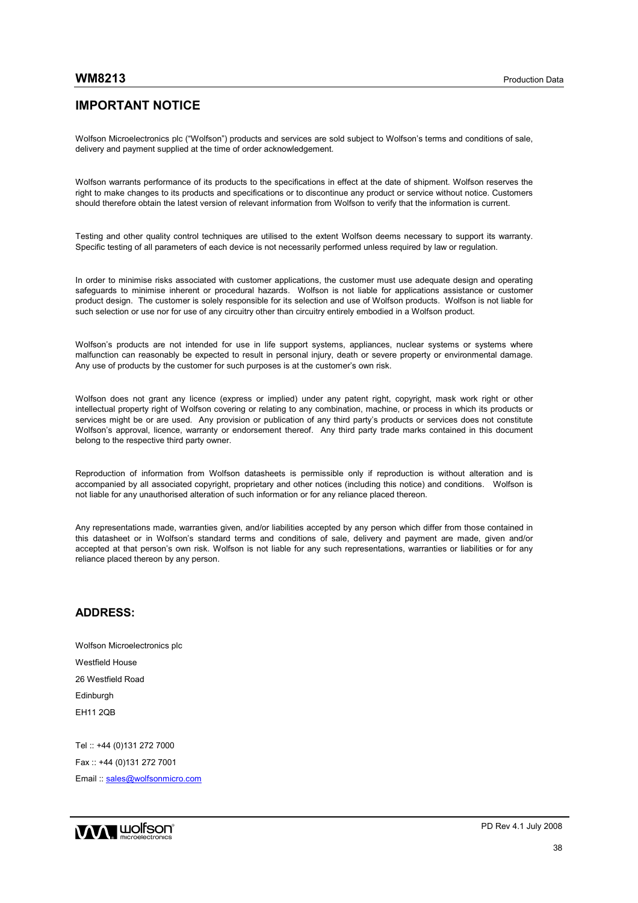## IMPORTANT NOTICE

Wolfson Microelectronics plc ("Wolfson") products and services are sold subject to Wolfson's terms and conditions of sale, delivery and payment supplied at the time of order acknowledgement.

Wolfson warrants performance of its products to the specifications in effect at the date of shipment. Wolfson reserves the right to make changes to its products and specifications or to discontinue any product or service without notice. Customers should therefore obtain the latest version of relevant information from Wolfson to verify that the information is current.

Testing and other quality control techniques are utilised to the extent Wolfson deems necessary to support its warranty. Specific testing of all parameters of each device is not necessarily performed unless required by law or regulation.

In order to minimise risks associated with customer applications, the customer must use adequate design and operating safeguards to minimise inherent or procedural hazards. Wolfson is not liable for applications assistance or customer product design. The customer is solely responsible for its selection and use of Wolfson products. Wolfson is not liable for such selection or use nor for use of any circuitry other than circuitry entirely embodied in a Wolfson product.

Wolfson's products are not intended for use in life support systems, appliances, nuclear systems or systems where malfunction can reasonably be expected to result in personal injury, death or severe property or environmental damage. Any use of products by the customer for such purposes is at the customer's own risk.

Wolfson does not grant any licence (express or implied) under any patent right, copyright, mask work right or other intellectual property right of Wolfson covering or relating to any combination, machine, or process in which its products or services might be or are used. Any provision or publication of any third party's products or services does not constitute Wolfson's approval, licence, warranty or endorsement thereof. Any third party trade marks contained in this document belong to the respective third party owner.

Reproduction of information from Wolfson datasheets is permissible only if reproduction is without alteration and is accompanied by all associated copyright, proprietary and other notices (including this notice) and conditions. Wolfson is not liable for any unauthorised alteration of such information or for any reliance placed thereon.

Any representations made, warranties given, and/or liabilities accepted by any person which differ from those contained in this datasheet or in Wolfson's standard terms and conditions of sale, delivery and payment are made, given and/or accepted at that person's own risk. Wolfson is not liable for any such representations, warranties or liabilities or for any reliance placed thereon by any person.

## ADDRESS:

Wolfson Microelectronics plc

Westfield House

26 Westfield Road

Edinburgh

EH11 2QB

Tel :: +44 (0)131 272 7000

Fax :: +44 (0)131 272 7001

Email :: sales@wolfsonmicro.com